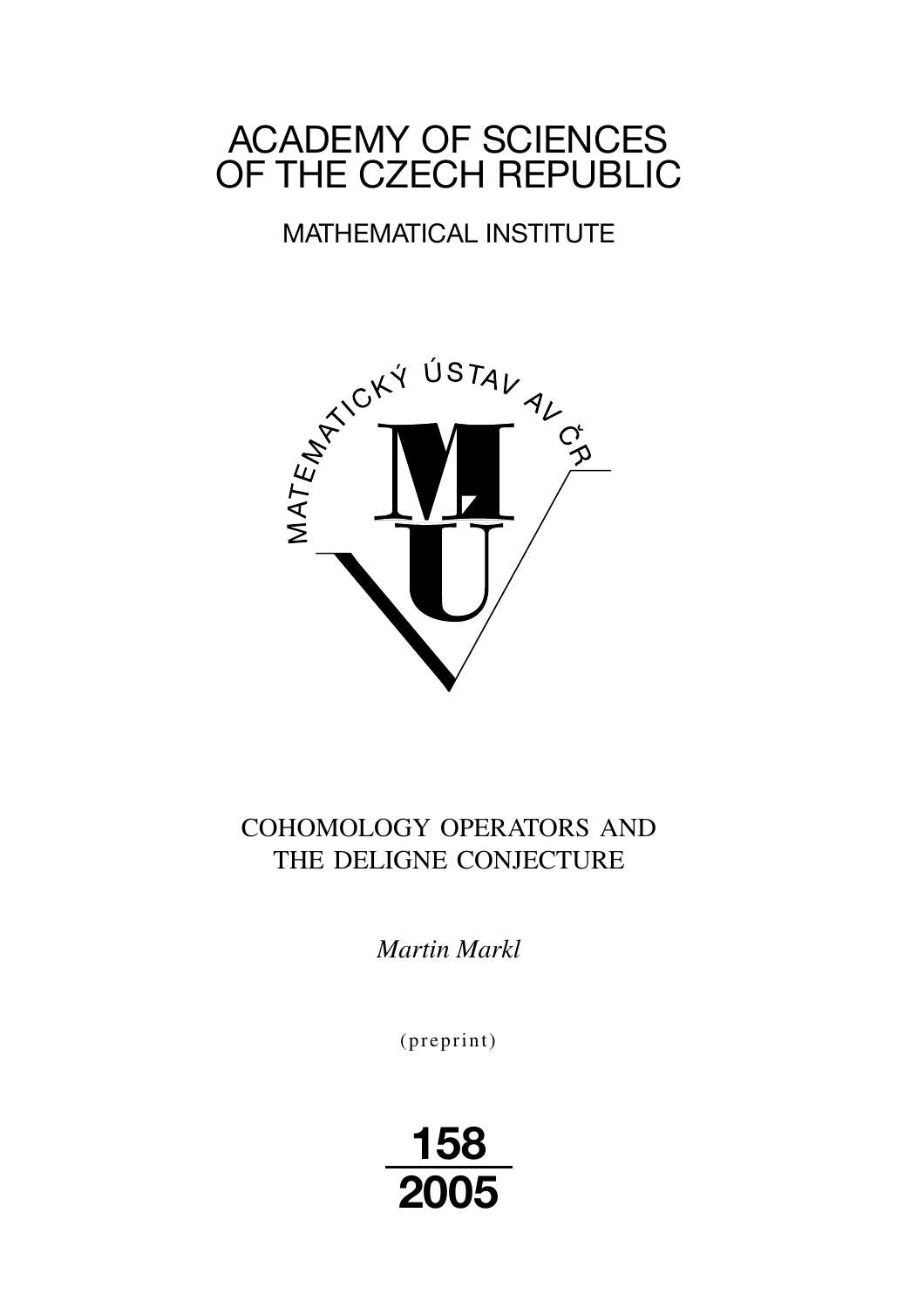# ACADEMY OF SCIENCES OF THE CZECH REPUBLIC

## MATHEMATICAL INSTITUTE

MATEMATICKÝ ÚSTAV AV ČR

### COHOMOLOGY OPERATORS AND THE DELIGNE CONJECTURE

*Martin Markl*

(preprint)

**158**
**2005**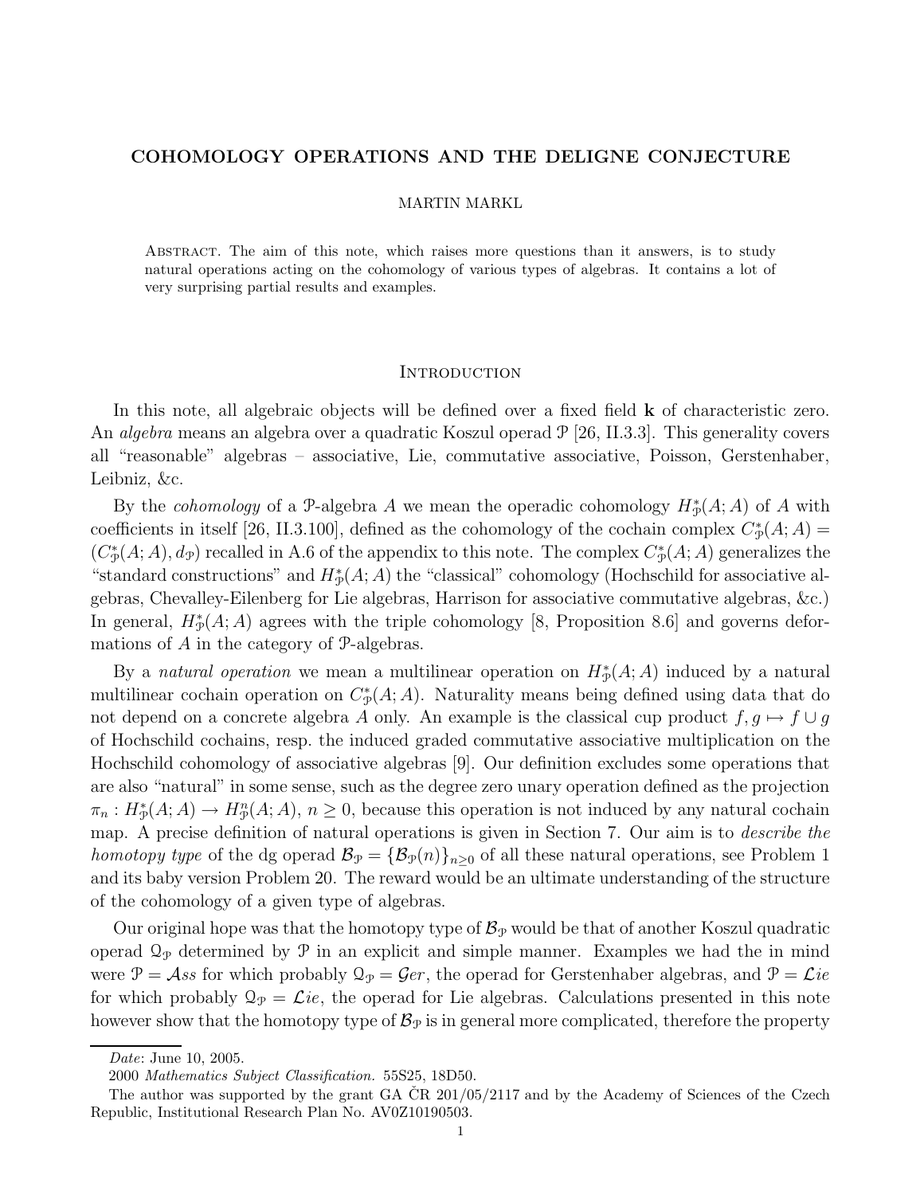# COHOMOLOGY OPERATIONS AND THE DELIGNE CONJECTURE

MARTIN MARKL

Abstract. The aim of this note, which raises more questions than it answers, is to study natural operations acting on the cohomology of various types of algebras. It contains a lot of very surprising partial results and examples.

## Introduction

In this note, all algebraic objects will be defined over a fixed field $\mathbf{k}$ of characteristic zero. An *algebra* means an algebra over a quadratic Koszul operad $\mathcal{P}$ [26, II.3.3]. This generality covers all "reasonable" algebras – associative, Lie, commutative associative, Poisson, Gerstenhaber, Leibniz, &c.

By the *cohomology* of a $\mathcal{P}$-algebra $A$ we mean the operadic cohomology $H^*_{\mathcal{P}}(A;A)$ of $A$ with coefficients in itself [26, II.3.100], defined as the cohomology of the cochain complex $C^*_{\mathcal{P}}(A;A) = (C^*_{\mathcal{P}}(A;A), d_{\mathcal{P}})$ recalled in A.6 of the appendix to this note. The complex $C^*_{\mathcal{P}}(A;A)$ generalizes the "standard constructions" and $H^*_{\mathcal{P}}(A;A)$ the "classical" cohomology (Hochschild for associative algebras, Chevalley-Eilenberg for Lie algebras, Harrison for associative commutative algebras, &c.) In general, $H^*_{\mathcal{P}}(A;A)$ agrees with the triple cohomology [8, Proposition 8.6] and governs deformations of $A$ in the category of $\mathcal{P}$-algebras.

By a *natural operation* we mean a multilinear operation on $H^*_{\mathcal{P}}(A;A)$ induced by a natural multilinear cochain operation on $C^*_{\mathcal{P}}(A;A)$. Naturality means being defined using data that do not depend on a concrete algebra $A$ only. An example is the classical cup product $f, g \mapsto f \cup g$ of Hochschild cochains, resp. the induced graded commutative associative multiplication on the Hochschild cohomology of associative algebras [9]. Our definition excludes some operations that are also "natural" in some sense, such as the degree zero unary operation defined as the projection $\pi_n : H^*_{\mathcal{P}}(A;A) \to H^n_{\mathcal{P}}(A;A)$, $n \geq 0$, because this operation is not induced by any natural cochain map. A precise definition of natural operations is given in Section 7. Our aim is to *describe the homotopy type* of the dg operad $\mathcal{B}_{\mathcal{P}} = \{\mathcal{B}_{\mathcal{P}}(n)\}_{n\geq 0}$ of all these natural operations, see Problem 1 and its baby version Problem 20. The reward would be an ultimate understanding of the structure of the cohomology of a given type of algebras.

Our original hope was that the homotopy type of $\mathcal{B}_{\mathcal{P}}$ would be that of another Koszul quadratic operad $\mathcal{Q}_{\mathcal{P}}$ determined by $\mathcal{P}$ in an explicit and simple manner. Examples we had the in mind were $\mathcal{P} = \mathcal{A}ss$ for which probably $\mathcal{Q}_{\mathcal{P}} = \mathcal{G}er$, the operad for Gerstenhaber algebras, and $\mathcal{P} = \mathcal{L}ie$ for which probably $\mathcal{Q}_{\mathcal{P}} = \mathcal{L}ie$, the operad for Lie algebras. Calculations presented in this note however show that the homotopy type of $\mathcal{B}_{\mathcal{P}}$ is in general more complicated, therefore the property

---

*Date*: June 10, 2005.

2000 *Mathematics Subject Classification.* 55S25, 18D50.

The author was supported by the grant GA ČR 201/05/2117 and by the Academy of Sciences of the Czech Republic, Institutional Research Plan No. AV0Z10190503.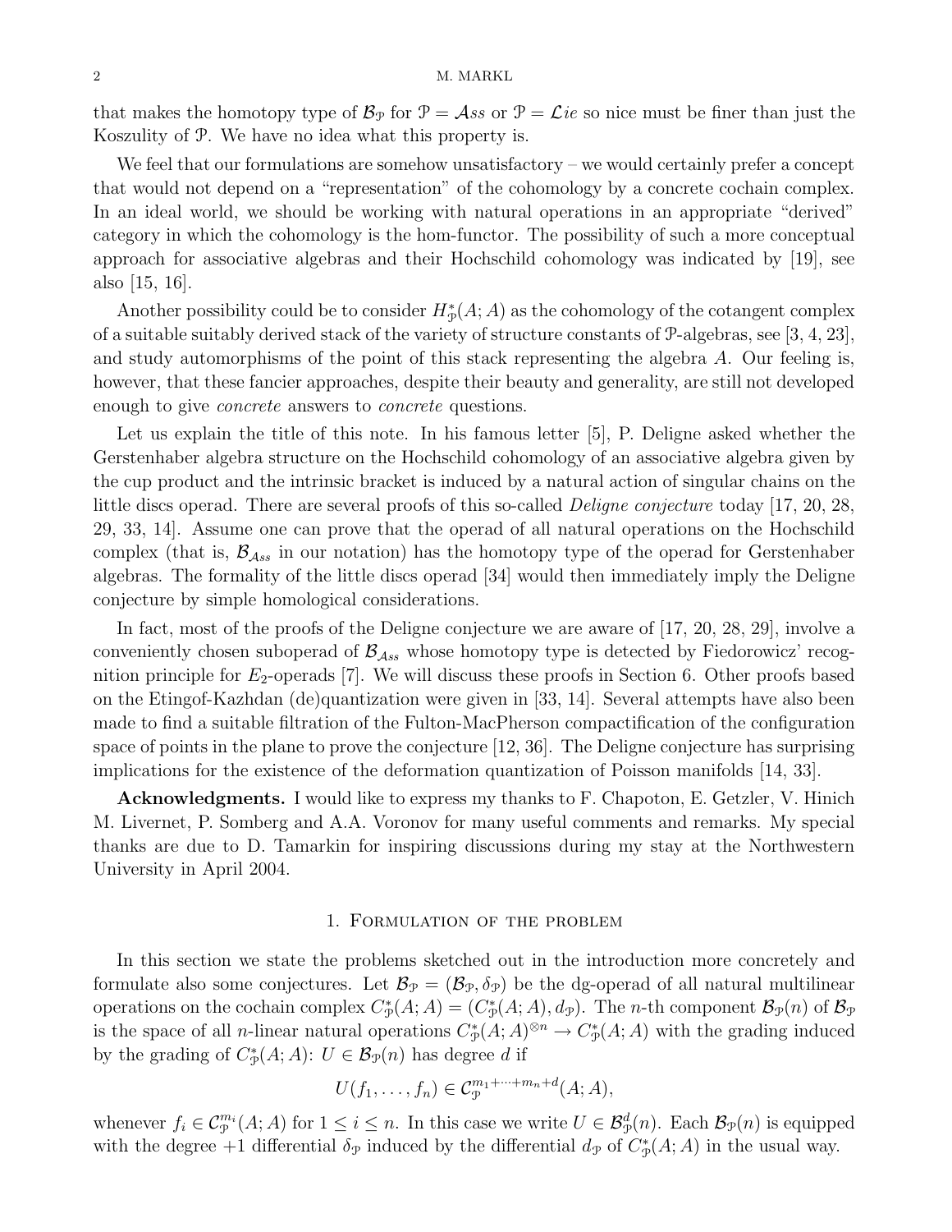that makes the homotopy type of $\mathcal{B}_{\mathcal{P}}$ for $\mathcal{P} = \mathcal{A}ss$ or $\mathcal{P} = \mathcal{L}ie$ so nice must be finer than just the Koszulity of $\mathcal{P}$. We have no idea what this property is.

We feel that our formulations are somehow unsatisfactory – we would certainly prefer a concept that would not depend on a "representation" of the cohomology by a concrete cochain complex. In an ideal world, we should be working with natural operations in an appropriate "derived" category in which the cohomology is the hom-functor. The possibility of such a more conceptual approach for associative algebras and their Hochschild cohomology was indicated by [19], see also [15, 16].

Another possibility could be to consider $H^*_{\mathcal{P}}(A; A)$ as the cohomology of the cotangent complex of a suitable suitably derived stack of the variety of structure constants of $\mathcal{P}$-algebras, see [3, 4, 23], and study automorphisms of the point of this stack representing the algebra $A$. Our feeling is, however, that these fancier approaches, despite their beauty and generality, are still not developed enough to give *concrete* answers to *concrete* questions.

Let us explain the title of this note. In his famous letter [5], P. Deligne asked whether the Gerstenhaber algebra structure on the Hochschild cohomology of an associative algebra given by the cup product and the intrinsic bracket is induced by a natural action of singular chains on the little discs operad. There are several proofs of this so-called *Deligne conjecture* today [17, 20, 28, 29, 33, 14]. Assume one can prove that the operad of all natural operations on the Hochschild complex (that is, $\mathcal{B}_{\mathcal{A}ss}$ in our notation) has the homotopy type of the operad for Gerstenhaber algebras. The formality of the little discs operad [34] would then immediately imply the Deligne conjecture by simple homological considerations.

In fact, most of the proofs of the Deligne conjecture we are aware of [17, 20, 28, 29], involve a conveniently chosen suboperad of $\mathcal{B}_{\mathcal{A}ss}$ whose homotopy type is detected by Fiedorowicz' recognition principle for $E_2$-operads [7]. We will discuss these proofs in Section 6. Other proofs based on the Etingof-Kazhdan (de)quantization were given in [33, 14]. Several attempts have also been made to find a suitable filtration of the Fulton-MacPherson compactification of the configuration space of points in the plane to prove the conjecture [12, 36]. The Deligne conjecture has surprising implications for the existence of the deformation quantization of Poisson manifolds [14, 33].

**Acknowledgments.** I would like to express my thanks to F. Chapoton, E. Getzler, V. Hinich M. Livernet, P. Somberg and A.A. Voronov for many useful comments and remarks. My special thanks are due to D. Tamarkin for inspiring discussions during my stay at the Northwestern University in April 2004.

## 1. Formulation of the problem

In this section we state the problems sketched out in the introduction more concretely and formulate also some conjectures. Let $\mathcal{B}_{\mathcal{P}} = (\mathcal{B}_{\mathcal{P}}, \delta_{\mathcal{P}})$ be the dg-operad of all natural multilinear operations on the cochain complex $C^*_{\mathcal{P}}(A; A) = (C^*_{\mathcal{P}}(A; A), d_{\mathcal{P}})$. The $n$-th component $\mathcal{B}_{\mathcal{P}}(n)$ of $\mathcal{B}_{\mathcal{P}}$ is the space of all $n$-linear natural operations $C^*_{\mathcal{P}}(A; A)^{\otimes n} \to C^*_{\mathcal{P}}(A; A)$ with the grading induced by the grading of $C^*_{\mathcal{P}}(A; A)$: $U \in \mathcal{B}_{\mathcal{P}}(n)$ has degree $d$ if

$$U(f_1, \ldots, f_n) \in \mathcal{C}^{m_1+\cdots+m_n+d}_{\mathcal{P}}(A; A),$$

whenever $f_i \in \mathcal{C}^{m_i}_{\mathcal{P}}(A; A)$ for $1 \leq i \leq n$. In this case we write $U \in \mathcal{B}^d_{\mathcal{P}}(n)$. Each $\mathcal{B}_{\mathcal{P}}(n)$ is equipped with the degree $+1$ differential $\delta_{\mathcal{P}}$ induced by the differential $d_{\mathcal{P}}$ of $C^*_{\mathcal{P}}(A; A)$ in the usual way.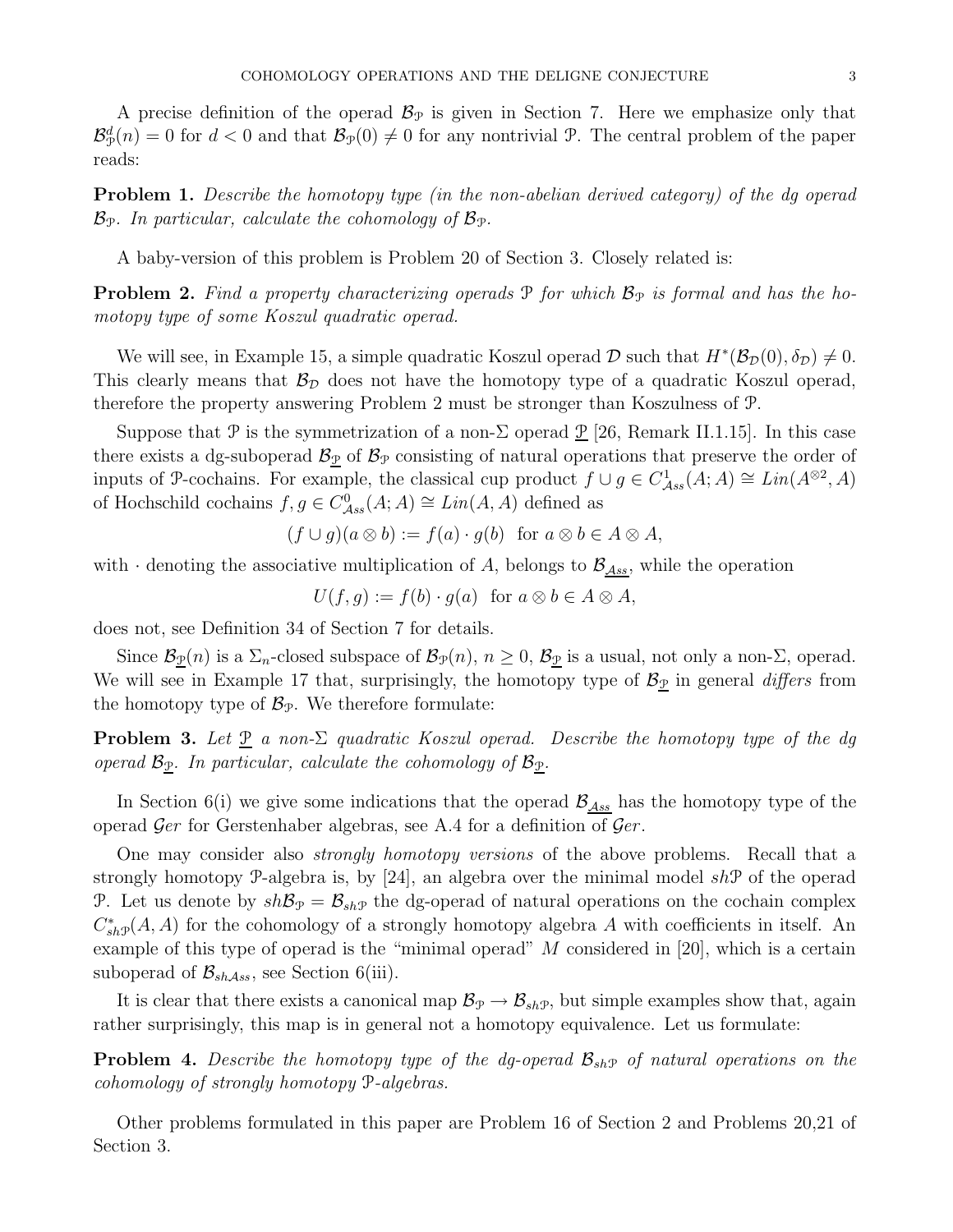A precise definition of the operad $\mathcal{B}_{\mathcal{P}}$ is given in Section 7. Here we emphasize only that $\mathcal{B}^d_{\mathcal{P}}(n) = 0$ for $d < 0$ and that $\mathcal{B}_{\mathcal{P}}(0) \neq 0$ for any nontrivial $\mathcal{P}$. The central problem of the paper reads:

**Problem 1.** *Describe the homotopy type (in the non-abelian derived category) of the dg operad $\mathcal{B}_{\mathcal{P}}$. In particular, calculate the cohomology of $\mathcal{B}_{\mathcal{P}}$.*

A baby-version of this problem is Problem 20 of Section 3. Closely related is:

**Problem 2.** *Find a property characterizing operads $\mathcal{P}$ for which $\mathcal{B}_{\mathcal{P}}$ is formal and has the homotopy type of some Koszul quadratic operad.*

We will see, in Example 15, a simple quadratic Koszul operad $\mathcal{D}$ such that $H^*(\mathcal{B}_{\mathcal{D}}(0), \delta_{\mathcal{D}}) \neq 0$. This clearly means that $\mathcal{B}_{\mathcal{D}}$ does not have the homotopy type of a quadratic Koszul operad, therefore the property answering Problem 2 must be stronger than Koszulness of $\mathcal{P}$.

Suppose that $\mathcal{P}$ is the symmetrization of a non-$\Sigma$ operad $\underline{\mathcal{P}}$ [26, Remark II.1.15]. In this case there exists a dg-suboperad $\mathcal{B}_{\underline{\mathcal{P}}}$ of $\mathcal{B}_{\mathcal{P}}$ consisting of natural operations that preserve the order of inputs of $\mathcal{P}$-cochains. For example, the classical cup product $f \cup g \in C^1_{\mathcal{A}ss}(A; A) \cong Lin(A^{\otimes 2}, A)$ of Hochschild cochains $f, g \in C^0_{\mathcal{A}ss}(A; A) \cong Lin(A, A)$ defined as

$$(f \cup g)(a \otimes b) := f(a) \cdot g(b) \ \text{ for } a \otimes b \in A \otimes A,$$

with $\cdot$ denoting the associative multiplication of $A$, belongs to $\mathcal{B}_{\underline{\mathcal{A}ss}}$, while the operation

$$U(f, g) := f(b) \cdot g(a) \ \text{ for } a \otimes b \in A \otimes A,$$

does not, see Definition 34 of Section 7 for details.

Since $\mathcal{B}_{\underline{\mathcal{P}}}(n)$ is a $\Sigma_n$-closed subspace of $\mathcal{B}_{\mathcal{P}}(n)$, $n \geq 0$, $\mathcal{B}_{\underline{\mathcal{P}}}$ is a usual, not only a non-$\Sigma$, operad. We will see in Example 17 that, surprisingly, the homotopy type of $\mathcal{B}_{\underline{\mathcal{P}}}$ in general *differs* from the homotopy type of $\mathcal{B}_{\mathcal{P}}$. We therefore formulate:

**Problem 3.** *Let $\underline{\mathcal{P}}$ a non-$\Sigma$ quadratic Koszul operad. Describe the homotopy type of the dg operad $\mathcal{B}_{\underline{\mathcal{P}}}$. In particular, calculate the cohomology of $\mathcal{B}_{\underline{\mathcal{P}}}$.*

In Section 6(i) we give some indications that the operad $\mathcal{B}_{\underline{\mathcal{A}ss}}$ has the homotopy type of the operad $\mathcal{G}er$ for Gerstenhaber algebras, see A.4 for a definition of $\mathcal{G}er$.

One may consider also *strongly homotopy versions* of the above problems. Recall that a strongly homotopy $\mathcal{P}$-algebra is, by [24], an algebra over the minimal model $sh\mathcal{P}$ of the operad $\mathcal{P}$. Let us denote by $sh\mathcal{B}_{\mathcal{P}} = \mathcal{B}_{sh\mathcal{P}}$ the dg-operad of natural operations on the cochain complex $C^*_{sh\mathcal{P}}(A, A)$ for the cohomology of a strongly homotopy algebra $A$ with coefficients in itself. An example of this type of operad is the "minimal operad" $M$ considered in [20], which is a certain suboperad of $\mathcal{B}_{sh\mathcal{A}ss}$, see Section 6(iii).

It is clear that there exists a canonical map $\mathcal{B}_{\mathcal{P}} \to \mathcal{B}_{sh\mathcal{P}}$, but simple examples show that, again rather surprisingly, this map is in general not a homotopy equivalence. Let us formulate:

**Problem 4.** *Describe the homotopy type of the dg-operad $\mathcal{B}_{sh\mathcal{P}}$ of natural operations on the cohomology of strongly homotopy $\mathcal{P}$-algebras.*

Other problems formulated in this paper are Problem 16 of Section 2 and Problems 20,21 of Section 3.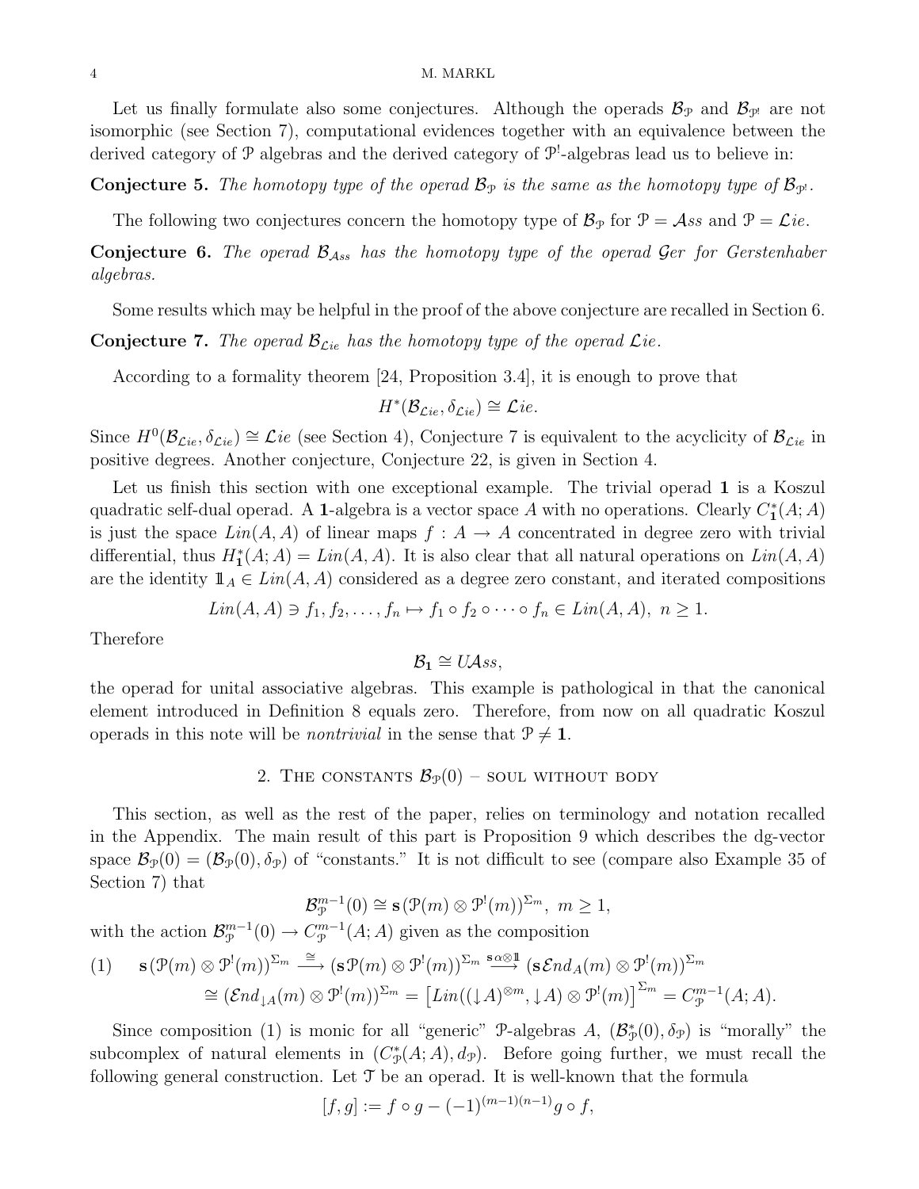Let us finally formulate also some conjectures. Although the operads $\mathcal{B}_{\mathcal{P}}$ and $\mathcal{B}_{\mathcal{P}^!}$ are not isomorphic (see Section 7), computational evidences together with an equivalence between the derived category of $\mathcal{P}$ algebras and the derived category of $\mathcal{P}^!$-algebras lead us to believe in:

**Conjecture 5.** *The homotopy type of the operad $\mathcal{B}_{\mathcal{P}}$ is the same as the homotopy type of $\mathcal{B}_{\mathcal{P}^!}$.*

The following two conjectures concern the homotopy type of $\mathcal{B}_{\mathcal{P}}$ for $\mathcal{P} = \mathcal{A}ss$ and $\mathcal{P} = \mathcal{L}ie$.

**Conjecture 6.** *The operad $\mathcal{B}_{\mathcal{A}ss}$ has the homotopy type of the operad $\mathcal{G}er$ for Gerstenhaber algebras.*

Some results which may be helpful in the proof of the above conjecture are recalled in Section 6.

**Conjecture 7.** *The operad $\mathcal{B}_{\mathcal{L}ie}$ has the homotopy type of the operad $\mathcal{L}ie$.*

According to a formality theorem [24, Proposition 3.4], it is enough to prove that

$$H^*(\mathcal{B}_{\mathcal{L}ie}, \delta_{\mathcal{L}ie}) \cong \mathcal{L}ie.$$

Since $H^0(\mathcal{B}_{\mathcal{L}ie}, \delta_{\mathcal{L}ie}) \cong \mathcal{L}ie$ (see Section 4), Conjecture 7 is equivalent to the acyclicity of $\mathcal{B}_{\mathcal{L}ie}$ in positive degrees. Another conjecture, Conjecture 22, is given in Section 4.

Let us finish this section with one exceptional example. The trivial operad $\mathbf{1}$ is a Koszul quadratic self-dual operad. A $\mathbf{1}$-algebra is a vector space $A$ with no operations. Clearly $C^*_{\mathbf{1}}(A;A)$ is just the space $Lin(A,A)$ of linear maps $f : A \to A$ concentrated in degree zero with trivial differential, thus $H^*_{\mathbf{1}}(A;A) = Lin(A,A)$. It is also clear that all natural operations on $Lin(A,A)$ are the identity $\mathbb{1}_A \in Lin(A,A)$ considered as a degree zero constant, and iterated compositions

$$Lin(A,A) \ni f_1, f_2, \ldots, f_n \mapsto f_1 \circ f_2 \circ \cdots \circ f_n \in Lin(A,A), \ n \geq 1.$$

Therefore

$$\mathcal{B}_{\mathbf{1}} \cong U\mathcal{A}ss,$$

the operad for unital associative algebras. This example is pathological in that the canonical element introduced in Definition 8 equals zero. Therefore, from now on all quadratic Koszul operads in this note will be *nontrivial* in the sense that $\mathcal{P} \neq \mathbf{1}$.

## 2. The constants $\mathcal{B}_{\mathcal{P}}(0)$ – soul without body

This section, as well as the rest of the paper, relies on terminology and notation recalled in the Appendix. The main result of this part is Proposition 9 which describes the dg-vector space $\mathcal{B}_{\mathcal{P}}(0) = (\mathcal{B}_{\mathcal{P}}(0), \delta_{\mathcal{P}})$ of "constants." It is not difficult to see (compare also Example 35 of Section 7) that

$$\mathcal{B}^{m-1}_{\mathcal{P}}(0) \cong \mathbf{s}\,(\mathcal{P}(m) \otimes \mathcal{P}^!(m))^{\Sigma_m}, \ m \geq 1,$$

with the action $\mathcal{B}^{m-1}_{\mathcal{P}}(0) \to C^{m-1}_{\mathcal{P}}(A;A)$ given as the composition

$$\begin{aligned}(1)\qquad \mathbf{s}\,(\mathcal{P}(m) \otimes \mathcal{P}^!(m))^{\Sigma_m} &\xrightarrow{\cong} (\mathbf{s}\mathcal{P}(m) \otimes \mathcal{P}^!(m))^{\Sigma_m} \xrightarrow{\mathbf{s}\alpha\otimes\mathbb{1}} (\mathbf{s}\mathcal{E}nd_A(m) \otimes \mathcal{P}^!(m))^{\Sigma_m} \\ &\cong (\mathcal{E}nd_{\downarrow A}(m) \otimes \mathcal{P}^!(m))^{\Sigma_m} = \left[Lin((\downarrow A)^{\otimes m}, \downarrow A) \otimes \mathcal{P}^!(m)\right]^{\Sigma_m} = C^{m-1}_{\mathcal{P}}(A;A).\end{aligned}$$

Since composition (1) is monic for all "generic" $\mathcal{P}$-algebras $A$, $(\mathcal{B}^*_{\mathcal{P}}(0), \delta_{\mathcal{P}})$ is "morally" the subcomplex of natural elements in $(C^*_{\mathcal{P}}(A;A), d_{\mathcal{P}})$. Before going further, we must recall the following general construction. Let $\mathcal{T}$ be an operad. It is well-known that the formula

$$[f,g] := f \circ g - (-1)^{(m-1)(n-1)} g \circ f,$$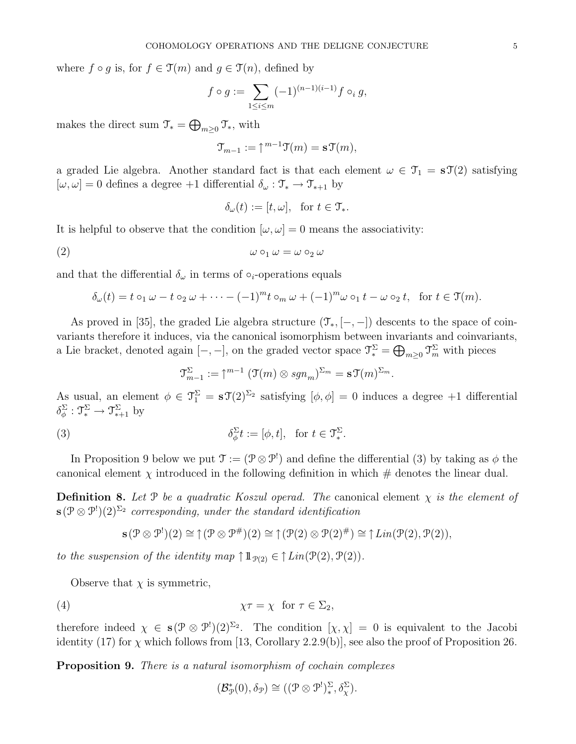where $f \circ g$ is, for $f \in \mathcal{T}(m)$ and $g \in \mathcal{T}(n)$, defined by

$$f \circ g := \sum_{1 \leq i \leq m} (-1)^{(n-1)(i-1)} f \circ_i g,$$

makes the direct sum $\mathcal{T}_* = \bigoplus_{m \geq 0} \mathcal{T}_*$, with

$$\mathcal{T}_{m-1} := \uparrow^{m-1} \mathcal{T}(m) = \mathbf{s}\mathcal{T}(m),$$

a graded Lie algebra. Another standard fact is that each element $\omega \in \mathcal{T}_1 = \mathbf{s}\mathcal{T}(2)$ satisfying $[\omega, \omega] = 0$ defines a degree $+1$ differential $\delta_\omega : \mathcal{T}_* \to \mathcal{T}_{*+1}$ by

$$\delta_\omega(t) := [t, \omega], \quad \text{for } t \in \mathcal{T}_*.$$

It is helpful to observe that the condition $[\omega, \omega] = 0$ means the associativity:

$$\omega \circ_1 \omega = \omega \circ_2 \omega \tag{2}$$

and that the differential $\delta_\omega$ in terms of $\circ_i$-operations equals

$$\delta_\omega(t) = t \circ_1 \omega - t \circ_2 \omega + \cdots - (-1)^m t \circ_m \omega + (-1)^m \omega \circ_1 t - \omega \circ_2 t, \quad \text{for } t \in \mathcal{T}(m).$$

As proved in [35], the graded Lie algebra structure $(\mathcal{T}_*, [-,-])$ descents to the space of coinvariants therefore it induces, via the canonical isomorphism between invariants and coinvariants, a Lie bracket, denoted again $[-,-]$, on the graded vector space $\mathcal{T}^\Sigma_* = \bigoplus_{m \geq 0} \mathcal{T}^\Sigma_m$ with pieces

$$\mathcal{T}^\Sigma_{m-1} := \uparrow^{m-1} (\mathcal{T}(m) \otimes sgn_m)^{\Sigma_m} = \mathbf{s}\mathcal{T}(m)^{\Sigma_m}.$$

As usual, an element $\phi \in \mathcal{T}^\Sigma_1 = \mathbf{s}\mathcal{T}(2)^{\Sigma_2}$ satisfying $[\phi, \phi] = 0$ induces a degree $+1$ differential $\delta^\Sigma_\phi : \mathcal{T}^\Sigma_* \to \mathcal{T}^\Sigma_{*+1}$ by

$$\delta^\Sigma_\phi t := [\phi, t], \quad \text{for } t \in \mathcal{T}^\Sigma_*. \tag{3}$$

In Proposition 9 below we put $\mathcal{T} := (\mathcal{P} \otimes \mathcal{P}^!)$ and define the differential (3) by taking as $\phi$ the canonical element $\chi$ introduced in the following definition in which $\#$ denotes the linear dual.

**Definition 8.** *Let $\mathcal{P}$ be a quadratic Koszul operad. The* canonical element $\chi$ *is the element of $\mathbf{s}(\mathcal{P} \otimes \mathcal{P}^!)(2)^{\Sigma_2}$ corresponding, under the standard identification*

$$\mathbf{s}(\mathcal{P} \otimes \mathcal{P}^!)(2) \cong \uparrow(\mathcal{P} \otimes \mathcal{P}^\#)(2) \cong \uparrow(\mathcal{P}(2) \otimes \mathcal{P}(2)^\#) \cong \uparrow Lin(\mathcal{P}(2), \mathcal{P}(2)),$$

*to the suspension of the identity map $\uparrow \mathbb{1}_{\mathcal{P}(2)} \in \uparrow Lin(\mathcal{P}(2), \mathcal{P}(2))$.*

Observe that $\chi$ is symmetric,

$$\chi\tau = \chi \quad \text{for } \tau \in \Sigma_2, \tag{4}$$

therefore indeed $\chi \in \mathbf{s}(\mathcal{P} \otimes \mathcal{P}^!)(2)^{\Sigma_2}$. The condition $[\chi, \chi] = 0$ is equivalent to the Jacobi identity (17) for $\chi$ which follows from [13, Corollary 2.2.9(b)], see also the proof of Proposition 26.

**Proposition 9.** *There is a natural isomorphism of cochain complexes*

$$(\mathcal{B}^*_{\mathcal{P}}(0), \delta_{\mathcal{P}}) \cong ((\mathcal{P} \otimes \mathcal{P}^!)^\Sigma_*, \delta^\Sigma_\chi).$$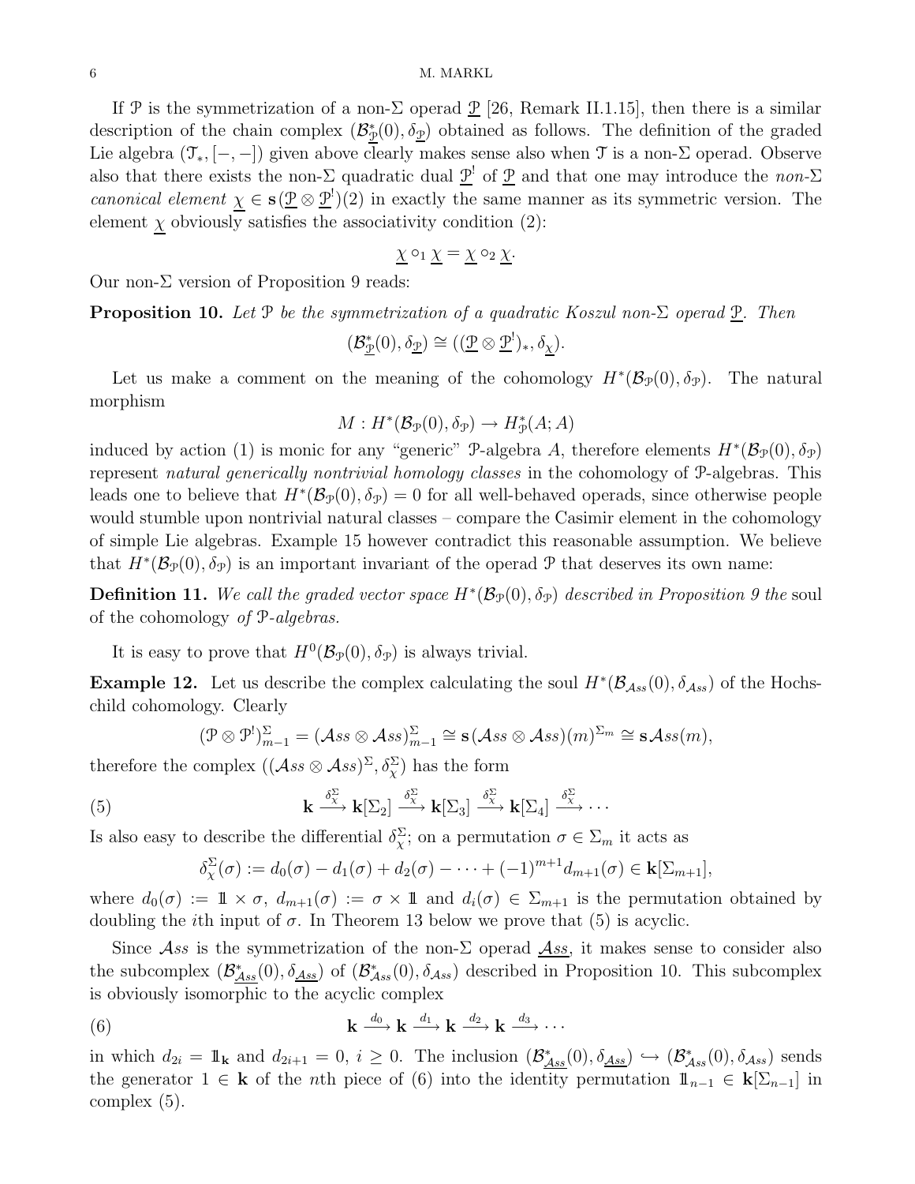If $\mathcal{P}$ is the symmetrization of a non-$\Sigma$ operad $\underline{\mathcal{P}}$ [26, Remark II.1.15], then there is a similar description of the chain complex $(\mathcal{B}^*_{\underline{\mathcal{P}}}(0), \delta_{\underline{\mathcal{P}}})$ obtained as follows. The definition of the graded Lie algebra $(\mathcal{T}_*, [-,-])$ given above clearly makes sense also when $\mathcal{T}$ is a non-$\Sigma$ operad. Observe also that there exists the non-$\Sigma$ quadratic dual $\underline{\mathcal{P}}^!$ of $\underline{\mathcal{P}}$ and that one may introduce the *non-$\Sigma$ canonical element* $\underline{\chi} \in \mathbf{s}(\underline{\mathcal{P}} \otimes \underline{\mathcal{P}}^!)(2)$ in exactly the same manner as its symmetric version. The element $\underline{\chi}$ obviously satisfies the associativity condition (2):

$$\underline{\chi} \circ_1 \underline{\chi} = \underline{\chi} \circ_2 \underline{\chi}.$$

Our non-$\Sigma$ version of Proposition 9 reads:

**Proposition 10.** *Let $\mathcal{P}$ be the symmetrization of a quadratic Koszul non-$\Sigma$ operad $\underline{\mathcal{P}}$. Then*

$$(\mathcal{B}^*_{\underline{\mathcal{P}}}(0), \delta_{\underline{\mathcal{P}}}) \cong ((\underline{\mathcal{P}} \otimes \underline{\mathcal{P}}^!)_*, \delta_{\underline{\chi}}).$$

Let us make a comment on the meaning of the cohomology $H^*(\mathcal{B}_{\mathcal{P}}(0), \delta_{\mathcal{P}})$. The natural morphism

$$M : H^*(\mathcal{B}_{\mathcal{P}}(0), \delta_{\mathcal{P}}) \to H^*_{\mathcal{P}}(A; A)$$

induced by action (1) is monic for any "generic" $\mathcal{P}$-algebra $A$, therefore elements $H^*(\mathcal{B}_{\mathcal{P}}(0), \delta_{\mathcal{P}})$ represent *natural generically nontrivial homology classes* in the cohomology of $\mathcal{P}$-algebras. This leads one to believe that $H^*(\mathcal{B}_{\mathcal{P}}(0), \delta_{\mathcal{P}}) = 0$ for all well-behaved operads, since otherwise people would stumble upon nontrivial natural classes – compare the Casimir element in the cohomology of simple Lie algebras. Example 15 however contradict this reasonable assumption. We believe that $H^*(\mathcal{B}_{\mathcal{P}}(0), \delta_{\mathcal{P}})$ is an important invariant of the operad $\mathcal{P}$ that deserves its own name:

**Definition 11.** *We call the graded vector space $H^*(\mathcal{B}_{\mathcal{P}}(0), \delta_{\mathcal{P}})$ described in Proposition 9 the* soul *of the cohomology of $\mathcal{P}$-algebras.*

It is easy to prove that $H^0(\mathcal{B}_{\mathcal{P}}(0), \delta_{\mathcal{P}})$ is always trivial.

**Example 12.** Let us describe the complex calculating the soul $H^*(\mathcal{B}_{\mathcal{A}ss}(0), \delta_{\mathcal{A}ss})$ of the Hochschild cohomology. Clearly

$$(\mathcal{P} \otimes \mathcal{P}^!)^{\Sigma}_{m-1} = (\mathcal{A}ss \otimes \mathcal{A}ss)^{\Sigma}_{m-1} \cong \mathbf{s}(\mathcal{A}ss \otimes \mathcal{A}ss)(m)^{\Sigma_m} \cong \mathbf{s}\mathcal{A}ss(m),$$

therefore the complex $((\mathcal{A}ss \otimes \mathcal{A}ss)^{\Sigma}, \delta^{\Sigma}_{\chi})$ has the form

$$\mathbf{k} \xrightarrow{\delta^{\Sigma}_{\chi}} \mathbf{k}[\Sigma_2] \xrightarrow{\delta^{\Sigma}_{\chi}} \mathbf{k}[\Sigma_3] \xrightarrow{\delta^{\Sigma}_{\chi}} \mathbf{k}[\Sigma_4] \xrightarrow{\delta^{\Sigma}_{\chi}} \cdots \tag{5}$$

Is also easy to describe the differential $\delta^{\Sigma}_{\chi}$; on a permutation $\sigma \in \Sigma_m$ it acts as

$$\delta^{\Sigma}_{\chi}(\sigma) := d_0(\sigma) - d_1(\sigma) + d_2(\sigma) - \cdots + (-1)^{m+1} d_{m+1}(\sigma) \in \mathbf{k}[\Sigma_{m+1}],$$

where $d_0(\sigma) := \mathbb{1} \times \sigma$, $d_{m+1}(\sigma) := \sigma \times \mathbb{1}$ and $d_i(\sigma) \in \Sigma_{m+1}$ is the permutation obtained by doubling the $i$th input of $\sigma$. In Theorem 13 below we prove that (5) is acyclic.

Since $\mathcal{A}ss$ is the symmetrization of the non-$\Sigma$ operad $\underline{\mathcal{A}ss}$, it makes sense to consider also the subcomplex $(\mathcal{B}^*_{\underline{\mathcal{A}ss}}(0), \delta_{\underline{\mathcal{A}ss}})$ of $(\mathcal{B}^*_{\mathcal{A}ss}(0), \delta_{\mathcal{A}ss})$ described in Proposition 10. This subcomplex is obviously isomorphic to the acyclic complex

$$\mathbf{k} \xrightarrow{d_0} \mathbf{k} \xrightarrow{d_1} \mathbf{k} \xrightarrow{d_2} \mathbf{k} \xrightarrow{d_3} \cdots \tag{6}$$

in which $d_{2i} = \mathbb{1}_{\mathbf{k}}$ and $d_{2i+1} = 0$, $i \geq 0$. The inclusion $(\mathcal{B}^*_{\underline{\mathcal{A}ss}}(0), \delta_{\underline{\mathcal{A}ss}}) \hookrightarrow (\mathcal{B}^*_{\mathcal{A}ss}(0), \delta_{\mathcal{A}ss})$ sends the generator $1 \in \mathbf{k}$ of the $n$th piece of (6) into the identity permutation $\mathbb{1}_{n-1} \in \mathbf{k}[\Sigma_{n-1}]$ in complex (5).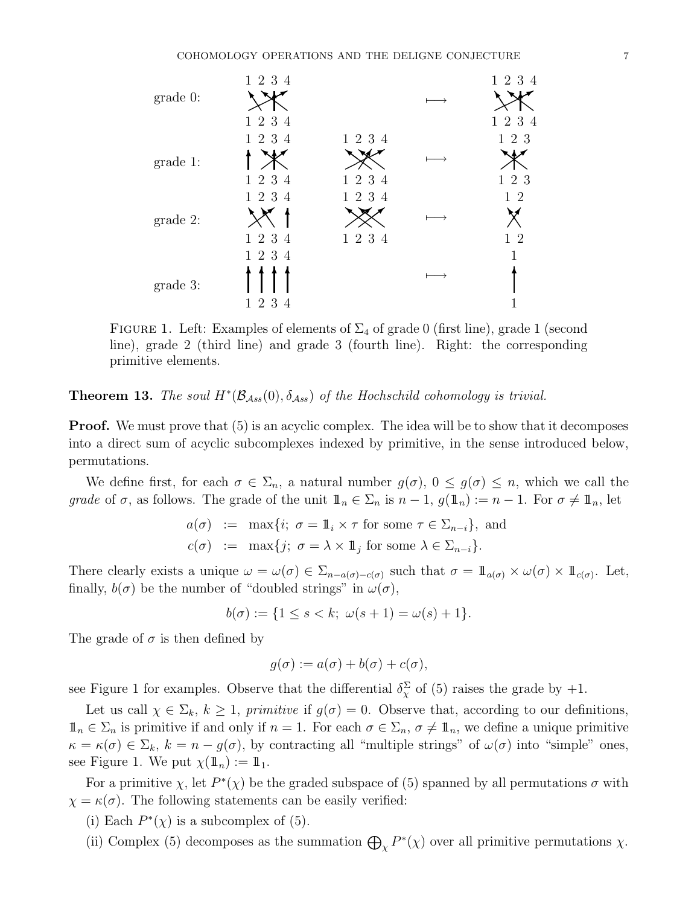FIGURE 1. Left: Examples of elements of $\Sigma_4$ of grade 0 (first line), grade 1 (second line), grade 2 (third line) and grade 3 (fourth line). Right: the corresponding primitive elements.

**Theorem 13.** *The soul $H^*(\mathcal{B}_{\mathcal{A}ss}(0), \delta_{\mathcal{A}ss})$ of the Hochschild cohomology is trivial.*

**Proof.** We must prove that (5) is an acyclic complex. The idea will be to show that it decomposes into a direct sum of acyclic subcomplexes indexed by primitive, in the sense introduced below, permutations.

We define first, for each $\sigma \in \Sigma_n$, a natural number $g(\sigma)$, $0 \leq g(\sigma) \leq n$, which we call the *grade* of $\sigma$, as follows. The grade of the unit $\mathbb{1}_n \in \Sigma_n$ is $n-1$, $g(\mathbb{1}_n) := n-1$. For $\sigma \neq \mathbb{1}_n$, let

$$
\begin{aligned}
a(\sigma) &:= \max\{i;\ \sigma = \mathbb{1}_i \times \tau \text{ for some } \tau \in \Sigma_{n-i}\}, \text{ and} \\
c(\sigma) &:= \max\{j;\ \sigma = \lambda \times \mathbb{1}_j \text{ for some } \lambda \in \Sigma_{n-i}\}.
\end{aligned}
$$

There clearly exists a unique $\omega = \omega(\sigma) \in \Sigma_{n-a(\sigma)-c(\sigma)}$ such that $\sigma = \mathbb{1}_{a(\sigma)} \times \omega(\sigma) \times \mathbb{1}_{c(\sigma)}$. Let, finally, $b(\sigma)$ be the number of "doubled strings" in $\omega(\sigma)$,

$$
b(\sigma) := \{1 \leq s < k;\ \omega(s+1) = \omega(s) + 1\}.
$$

The grade of $\sigma$ is then defined by

$$
g(\sigma) := a(\sigma) + b(\sigma) + c(\sigma),
$$

see Figure 1 for examples. Observe that the differential $\delta_\chi^\Sigma$ of (5) raises the grade by $+1$.

Let us call $\chi \in \Sigma_k$, $k \geq 1$, *primitive* if $g(\sigma) = 0$. Observe that, according to our definitions, $\mathbb{1}_n \in \Sigma_n$ is primitive if and only if $n = 1$. For each $\sigma \in \Sigma_n$, $\sigma \neq \mathbb{1}_n$, we define a unique primitive $\kappa = \kappa(\sigma) \in \Sigma_k$, $k = n - g(\sigma)$, by contracting all "multiple strings" of $\omega(\sigma)$ into "simple" ones, see Figure 1. We put $\chi(\mathbb{1}_n) := \mathbb{1}_1$.

For a primitive $\chi$, let $P^*(\chi)$ be the graded subspace of (5) spanned by all permutations $\sigma$ with $\chi = \kappa(\sigma)$. The following statements can be easily verified:

(i) Each $P^*(\chi)$ is a subcomplex of (5).

(ii) Complex (5) decomposes as the summation $\bigoplus_\chi P^*(\chi)$ over all primitive permutations $\chi$.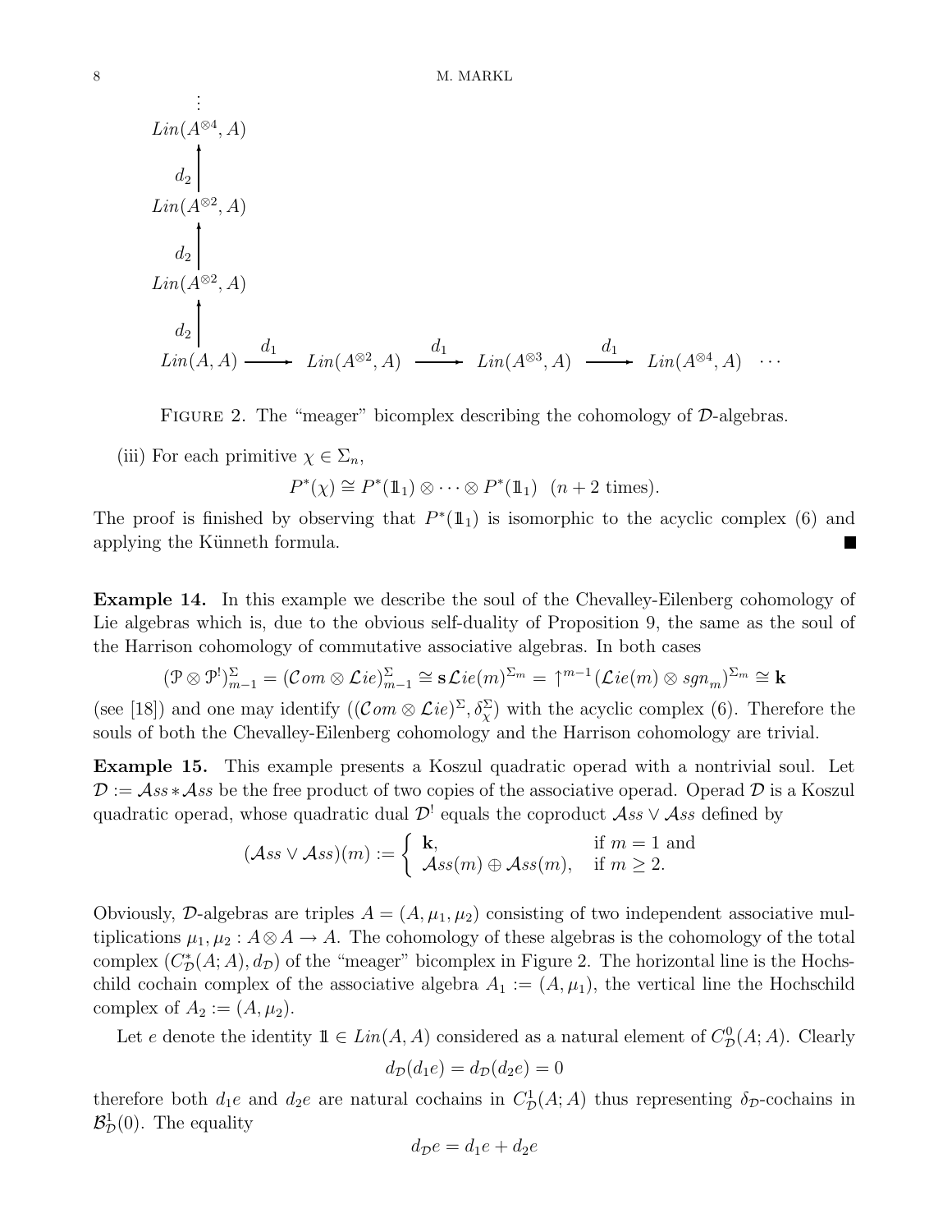$$
\begin{array}{ccccccc}
\vdots & & & & & & \\
Lin(A^{\otimes 4}, A) & & & & & & \\
\big\uparrow{\scriptstyle d_2} & & & & & & \\
Lin(A^{\otimes 2}, A) & & & & & & \\
\big\uparrow{\scriptstyle d_2} & & & & & & \\
Lin(A^{\otimes 2}, A) & & & & & & \\
\big\uparrow{\scriptstyle d_2} & & & & & & \\
Lin(A, A) & \xrightarrow{d_1} & Lin(A^{\otimes 2}, A) & \xrightarrow{d_1} & Lin(A^{\otimes 3}, A) & \xrightarrow{d_1} & Lin(A^{\otimes 4}, A) \ \cdots
\end{array}
$$

FIGURE 2. The "meager" bicomplex describing the cohomology of $\mathcal{D}$-algebras.

(iii) For each primitive $\chi \in \Sigma_n$,

$$P^*(\chi) \cong P^*(1\!\!1_1) \otimes \cdots \otimes P^*(1\!\!1_1) \ \ (n+2 \text{ times}).$$

The proof is finished by observing that $P^*(1\!\!1_1)$ is isomorphic to the acyclic complex (6) and applying the Künneth formula. ■

**Example 14.** In this example we describe the soul of the Chevalley-Eilenberg cohomology of Lie algebras which is, due to the obvious self-duality of Proposition 9, the same as the soul of the Harrison cohomology of commutative associative algebras. In both cases

$$(\mathcal{P} \otimes \mathcal{P}^!)^{\Sigma}_{m-1} = (\mathcal{C}om \otimes \mathcal{L}ie)^{\Sigma}_{m-1} \cong \mathbf{s}\mathcal{L}ie(m)^{\Sigma_m} = \uparrow^{m-1}(\mathcal{L}ie(m) \otimes sgn_m)^{\Sigma_m} \cong \mathbf{k}$$

(see [18]) and one may identify $((\mathcal{C}om \otimes \mathcal{L}ie)^{\Sigma}, \delta^{\Sigma}_{\chi})$ with the acyclic complex (6). Therefore the souls of both the Chevalley-Eilenberg cohomology and the Harrison cohomology are trivial.

**Example 15.** This example presents a Koszul quadratic operad with a nontrivial soul. Let $\mathcal{D} := \mathcal{A}ss * \mathcal{A}ss$ be the free product of two copies of the associative operad. Operad $\mathcal{D}$ is a Koszul quadratic operad, whose quadratic dual $\mathcal{D}^!$ equals the coproduct $\mathcal{A}ss \vee \mathcal{A}ss$ defined by

$$(\mathcal{A}ss \vee \mathcal{A}ss)(m) := \begin{cases} \mathbf{k}, & \text{if } m = 1 \text{ and} \\ \mathcal{A}ss(m) \oplus \mathcal{A}ss(m), & \text{if } m \geq 2. \end{cases}$$

Obviously, $\mathcal{D}$-algebras are triples $A = (A, \mu_1, \mu_2)$ consisting of two independent associative multiplications $\mu_1, \mu_2 : A \otimes A \to A$. The cohomology of these algebras is the cohomology of the total complex $(C^*_{\mathcal{D}}(A;A), d_{\mathcal{D}})$ of the "meager" bicomplex in Figure 2. The horizontal line is the Hochschild cochain complex of the associative algebra $A_1 := (A, \mu_1)$, the vertical line the Hochschild complex of $A_2 := (A, \mu_2)$.

Let $e$ denote the identity $1\!\!1 \in Lin(A, A)$ considered as a natural element of $C^0_{\mathcal{D}}(A;A)$. Clearly

$$d_{\mathcal{D}}(d_1 e) = d_{\mathcal{D}}(d_2 e) = 0$$

therefore both $d_1 e$ and $d_2 e$ are natural cochains in $C^1_{\mathcal{D}}(A;A)$ thus representing $\delta_{\mathcal{D}}$-cochains in $\mathcal{B}^1_{\mathcal{D}}(0)$. The equality

$$d_{\mathcal{D}} e = d_1 e + d_2 e$$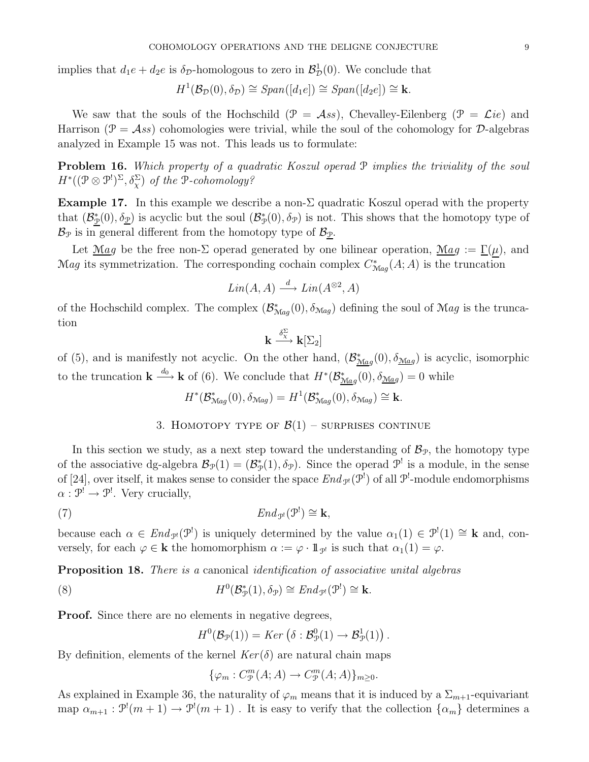implies that $d_1 e + d_2 e$ is $\delta_{\mathcal{D}}$-homologous to zero in $\mathcal{B}^1_{\mathcal{D}}(0)$. We conclude that

$$H^1(\mathcal{B}_{\mathcal{D}}(0), \delta_{\mathcal{D}}) \cong Span([d_1 e]) \cong Span([d_2 e]) \cong \mathbf{k}.$$

We saw that the souls of the Hochschild ($\mathcal{P} = \mathcal{A}ss$), Chevalley-Eilenberg ($\mathcal{P} = \mathcal{L}ie$) and Harrison ($\mathcal{P} = \mathcal{A}ss$) cohomologies were trivial, while the soul of the cohomology for $\mathcal{D}$-algebras analyzed in Example 15 was not. This leads us to formulate:

**Problem 16.** *Which property of a quadratic Koszul operad $\mathcal{P}$ implies the triviality of the soul $H^*((\mathcal{P} \otimes \mathcal{P}^!)^\Sigma, \delta_\chi^\Sigma)$ of the $\mathcal{P}$-cohomology?*

**Example 17.** In this example we describe a non-$\Sigma$ quadratic Koszul operad with the property that $(\mathcal{B}^*_{\underline{\mathcal{P}}}(0), \delta_{\underline{\mathcal{P}}})$ is acyclic but the soul $(\mathcal{B}^*_{\mathcal{P}}(0), \delta_{\mathcal{P}})$ is not. This shows that the homotopy type of $\mathcal{B}_{\mathcal{P}}$ is in general different from the homotopy type of $\mathcal{B}_{\underline{\mathcal{P}}}$.

Let $\underline{\mathcal{M}ag}$ be the free non-$\Sigma$ operad generated by one bilinear operation, $\underline{\mathcal{M}ag} := \underline{\Gamma}(\underline{\mu})$, and $\mathcal{M}ag$ its symmetrization. The corresponding cochain complex $C^*_{\mathcal{M}ag}(A; A)$ is the truncation

$$Lin(A, A) \xrightarrow{\ d\ } Lin(A^{\otimes 2}, A)$$

of the Hochschild complex. The complex $(\mathcal{B}^*_{\mathcal{M}ag}(0), \delta_{\mathcal{M}ag})$ defining the soul of $\mathcal{M}ag$ is the truncation

$$\mathbf{k} \xrightarrow{\ \delta_\chi^\Sigma\ } \mathbf{k}[\Sigma_2]$$

of (5), and is manifestly not acyclic. On the other hand, $(\mathcal{B}^*_{\underline{\mathcal{M}ag}}(0), \delta_{\underline{\mathcal{M}ag}})$ is acyclic, isomorphic to the truncation $\mathbf{k} \xrightarrow{d_0} \mathbf{k}$ of (6). We conclude that $H^*(\mathcal{B}^*_{\underline{\mathcal{M}ag}}(0), \delta_{\underline{\mathcal{M}ag}}) = 0$ while

$$H^*(\mathcal{B}^*_{\mathcal{M}ag}(0), \delta_{\mathcal{M}ag}) = H^1(\mathcal{B}^*_{\mathcal{M}ag}(0), \delta_{\mathcal{M}ag}) \cong \mathbf{k}.$$

## 3. Homotopy type of $\mathcal{B}(1)$ – surprises continue

In this section we study, as a next step toward the understanding of $\mathcal{B}_{\mathcal{P}}$, the homotopy type of the associative dg-algebra $\mathcal{B}_{\mathcal{P}}(1) = (\mathcal{B}^*_{\mathcal{P}}(1), \delta_{\mathcal{P}})$. Since the operad $\mathcal{P}^!$ is a module, in the sense of [24], over itself, it makes sense to consider the space $End_{\mathcal{P}^!}(\mathcal{P}^!)$ of all $\mathcal{P}^!$-module endomorphisms $\alpha : \mathcal{P}^! \to \mathcal{P}^!$. Very crucially,

$$End_{\mathcal{P}^!}(\mathcal{P}^!) \cong \mathbf{k}, \tag{7}$$

because each $\alpha \in End_{\mathcal{P}^!}(\mathcal{P}^!)$ is uniquely determined by the value $\alpha_1(1) \in \mathcal{P}^!(1) \cong \mathbf{k}$ and, conversely, for each $\varphi \in \mathbf{k}$ the homomorphism $\alpha := \varphi \cdot \mathbb{1}_{\mathcal{P}^!}$ is such that $\alpha_1(1) = \varphi$.

**Proposition 18.** *There is a* canonical *identification of associative unital algebras*

$$H^0(\mathcal{B}^*_{\mathcal{P}}(1), \delta_{\mathcal{P}}) \cong End_{\mathcal{P}^!}(\mathcal{P}^!) \cong \mathbf{k}. \tag{8}$$

**Proof.** Since there are no elements in negative degrees,

$$H^0(\mathcal{B}_{\mathcal{P}}(1)) = Ker\left(\delta : \mathcal{B}^0_{\mathcal{P}}(1) \to \mathcal{B}^1_{\mathcal{P}}(1)\right).$$

By definition, elements of the kernel $Ker(\delta)$ are natural chain maps

$$\{\varphi_m : C^m_{\mathcal{P}}(A; A) \to C^m_{\mathcal{P}}(A; A)\}_{m \geq 0}.$$

As explained in Example 36, the naturality of $\varphi_m$ means that it is induced by a $\Sigma_{m+1}$-equivariant map $\alpha_{m+1} : \mathcal{P}^!(m+1) \to \mathcal{P}^!(m+1)$ . It is easy to verify that the collection $\{\alpha_m\}$ determines a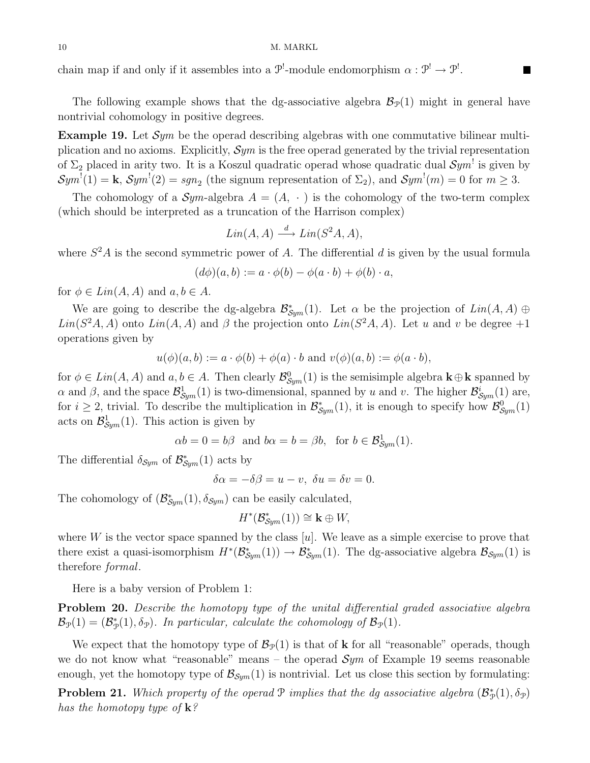chain map if and only if it assembles into a $\mathcal{P}^!$-module endomorphism $\alpha : \mathcal{P}^! \to \mathcal{P}^!$. ■

The following example shows that the dg-associative algebra $\mathcal{B}_{\mathcal{P}}(1)$ might in general have nontrivial cohomology in positive degrees.

**Example 19.** Let $\mathcal{S}ym$ be the operad describing algebras with one commutative bilinear multiplication and no axioms. Explicitly, $\mathcal{S}ym$ is the free operad generated by the trivial representation of $\Sigma_2$ placed in arity two. It is a Koszul quadratic operad whose quadratic dual $\mathcal{S}ym^!$ is given by $\mathcal{S}ym^!(1) = \mathbf{k}$, $\mathcal{S}ym^!(2) = sgn_2$ (the signum representation of $\Sigma_2$), and $\mathcal{S}ym^!(m) = 0$ for $m \geq 3$.

The cohomology of a $\mathcal{S}ym$-algebra $A = (A, \ \cdot\ )$ is the cohomology of the two-term complex (which should be interpreted as a truncation of the Harrison complex)

$$Lin(A, A) \xrightarrow{d} Lin(S^2 A, A),$$

where $S^2 A$ is the second symmetric power of $A$. The differential $d$ is given by the usual formula

$$(d\phi)(a, b) := a \cdot \phi(b) - \phi(a \cdot b) + \phi(b) \cdot a,$$

for $\phi \in Lin(A, A)$ and $a, b \in A$.

We are going to describe the dg-algebra $\mathcal{B}^*_{\mathcal{S}ym}(1)$. Let $\alpha$ be the projection of $Lin(A, A) \oplus Lin(S^2 A, A)$ onto $Lin(A, A)$ and $\beta$ the projection onto $Lin(S^2 A, A)$. Let $u$ and $v$ be degree $+1$ operations given by

$$u(\phi)(a, b) := a \cdot \phi(b) + \phi(a) \cdot b \text{ and } v(\phi)(a, b) := \phi(a \cdot b),$$

for $\phi \in Lin(A, A)$ and $a, b \in A$. Then clearly $\mathcal{B}^0_{\mathcal{S}ym}(1)$ is the semisimple algebra $\mathbf{k} \oplus \mathbf{k}$ spanned by $\alpha$ and $\beta$, and the space $\mathcal{B}^1_{\mathcal{S}ym}(1)$ is two-dimensional, spanned by $u$ and $v$. The higher $\mathcal{B}^i_{\mathcal{S}ym}(1)$ are, for $i \geq 2$, trivial. To describe the multiplication in $\mathcal{B}^*_{\mathcal{S}ym}(1)$, it is enough to specify how $\mathcal{B}^0_{\mathcal{S}ym}(1)$ acts on $\mathcal{B}^1_{\mathcal{S}ym}(1)$. This action is given by

$$\alpha b = 0 = b\beta \ \text{ and } b\alpha = b = \beta b, \ \text{ for } b \in \mathcal{B}^1_{\mathcal{S}ym}(1).$$

The differential $\delta_{\mathcal{S}ym}$ of $\mathcal{B}^*_{\mathcal{S}ym}(1)$ acts by

$$\delta\alpha = -\delta\beta = u - v, \ \delta u = \delta v = 0.$$

The cohomology of $(\mathcal{B}^*_{\mathcal{S}ym}(1), \delta_{\mathcal{S}ym})$ can be easily calculated,

$$H^*(\mathcal{B}^*_{\mathcal{S}ym}(1)) \cong \mathbf{k} \oplus W,$$

where $W$ is the vector space spanned by the class $[u]$. We leave as a simple exercise to prove that there exist a quasi-isomorphism $H^*(\mathcal{B}^*_{\mathcal{S}ym}(1)) \to \mathcal{B}^*_{\mathcal{S}ym}(1)$. The dg-associative algebra $\mathcal{B}_{\mathcal{S}ym}(1)$ is therefore *formal*.

Here is a baby version of Problem 1:

**Problem 20.** *Describe the homotopy type of the unital differential graded associative algebra $\mathcal{B}_{\mathcal{P}}(1) = (\mathcal{B}^*_{\mathcal{P}}(1), \delta_{\mathcal{P}})$. In particular, calculate the cohomology of $\mathcal{B}_{\mathcal{P}}(1)$.*

We expect that the homotopy type of $\mathcal{B}_{\mathcal{P}}(1)$ is that of $\mathbf{k}$ for all "reasonable" operads, though we do not know what "reasonable" means – the operad $\mathcal{S}ym$ of Example 19 seems reasonable enough, yet the homotopy type of $\mathcal{B}_{\mathcal{S}ym}(1)$ is nontrivial. Let us close this section by formulating:

**Problem 21.** *Which property of the operad $\mathcal{P}$ implies that the dg associative algebra $(\mathcal{B}^*_{\mathcal{P}}(1), \delta_{\mathcal{P}})$ has the homotopy type of $\mathbf{k}$?*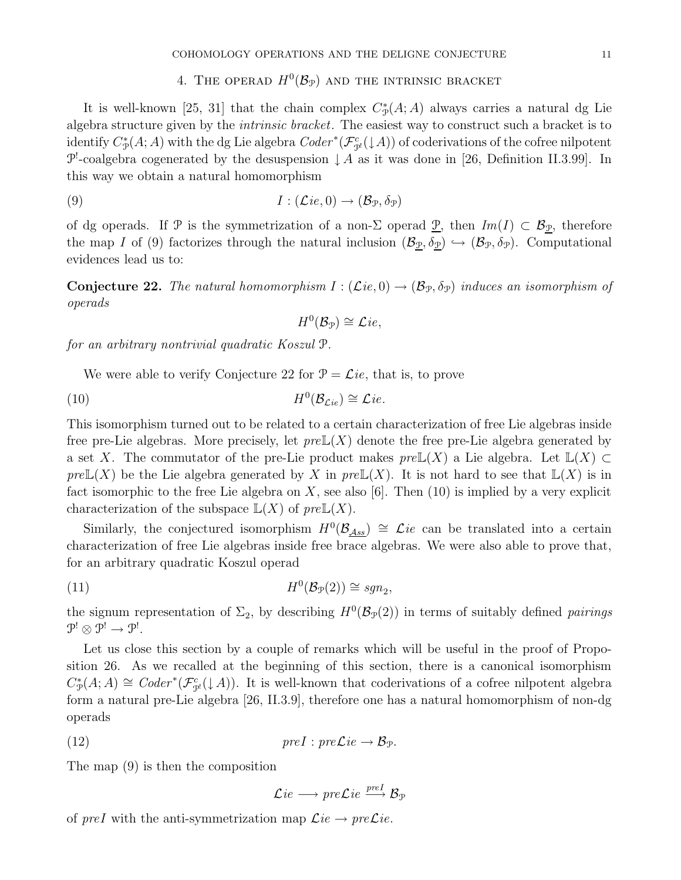## 4. The operad $H^0(\mathcal{B}_{\mathcal{P}})$ and the intrinsic bracket

It is well-known [25, 31] that the chain complex $C^*_{\mathcal{P}}(A;A)$ always carries a natural dg Lie algebra structure given by the *intrinsic bracket*. The easiest way to construct such a bracket is to identify $C^*_{\mathcal{P}}(A;A)$ with the dg Lie algebra $Coder^*(\mathcal{F}^c_{\mathcal{P}^!}(\downarrow A))$ of coderivations of the cofree nilpotent $\mathcal{P}^!$-coalgebra cogenerated by the desuspension $\downarrow A$ as it was done in [26, Definition II.3.99]. In this way we obtain a natural homomorphism

$$I : (\mathcal{L}ie, 0) \to (\mathcal{B}_{\mathcal{P}}, \delta_{\mathcal{P}}) \tag{9}$$

of dg operads. If $\mathcal{P}$ is the symmetrization of a non-$\Sigma$ operad $\underline{\mathcal{P}}$, then $Im(I) \subset \mathcal{B}_{\underline{\mathcal{P}}}$, therefore the map $I$ of (9) factorizes through the natural inclusion $(\mathcal{B}_{\underline{\mathcal{P}}}, \delta_{\underline{\mathcal{P}}}) \hookrightarrow (\mathcal{B}_{\mathcal{P}}, \delta_{\mathcal{P}})$. Computational evidences lead us to:

**Conjecture 22.** *The natural homomorphism $I : (\mathcal{L}ie, 0) \to (\mathcal{B}_{\mathcal{P}}, \delta_{\mathcal{P}})$ induces an isomorphism of operads*

$$H^0(\mathcal{B}_{\mathcal{P}}) \cong \mathcal{L}ie,$$

*for an arbitrary nontrivial quadratic Koszul $\mathcal{P}$.*

We were able to verify Conjecture 22 for $\mathcal{P} = \mathcal{L}ie$, that is, to prove

$$H^0(\mathcal{B}_{\mathcal{L}ie}) \cong \mathcal{L}ie. \tag{10}$$

This isomorphism turned out to be related to a certain characterization of free Lie algebras inside free pre-Lie algebras. More precisely, let $pre\mathbb{L}(X)$ denote the free pre-Lie algebra generated by a set $X$. The commutator of the pre-Lie product makes $pre\mathbb{L}(X)$ a Lie algebra. Let $\mathbb{L}(X) \subset pre\mathbb{L}(X)$ be the Lie algebra generated by $X$ in $pre\mathbb{L}(X)$. It is not hard to see that $\mathbb{L}(X)$ is in fact isomorphic to the free Lie algebra on $X$, see also [6]. Then (10) is implied by a very explicit characterization of the subspace $\mathbb{L}(X)$ of $pre\mathbb{L}(X)$.

Similarly, the conjectured isomorphism $H^0(\mathcal{B}_{\underline{\mathcal{A}ss}}) \cong \mathcal{L}ie$ can be translated into a certain characterization of free Lie algebras inside free brace algebras. We were also able to prove that, for an arbitrary quadratic Koszul operad

$$H^0(\mathcal{B}_{\mathcal{P}}(2)) \cong sgn_2, \tag{11}$$

the signum representation of $\Sigma_2$, by describing $H^0(\mathcal{B}_{\mathcal{P}}(2))$ in terms of suitably defined *pairings* $\mathcal{P}^! \otimes \mathcal{P}^! \to \mathcal{P}^!$.

Let us close this section by a couple of remarks which will be useful in the proof of Proposition 26. As we recalled at the beginning of this section, there is a canonical isomorphism $C^*_{\mathcal{P}}(A;A) \cong Coder^*(\mathcal{F}^c_{\mathcal{P}^!}(\downarrow A))$. It is well-known that coderivations of a cofree nilpotent algebra form a natural pre-Lie algebra [26, II.3.9], therefore one has a natural homomorphism of non-dg operads

$$preI : pre\mathcal{L}ie \to \mathcal{B}_{\mathcal{P}}. \tag{12}$$

The map (9) is then the composition

$$\mathcal{L}ie \longrightarrow pre\mathcal{L}ie \xrightarrow{preI} \mathcal{B}_{\mathcal{P}}$$

of $preI$ with the anti-symmetrization map $\mathcal{L}ie \to pre\mathcal{L}ie$.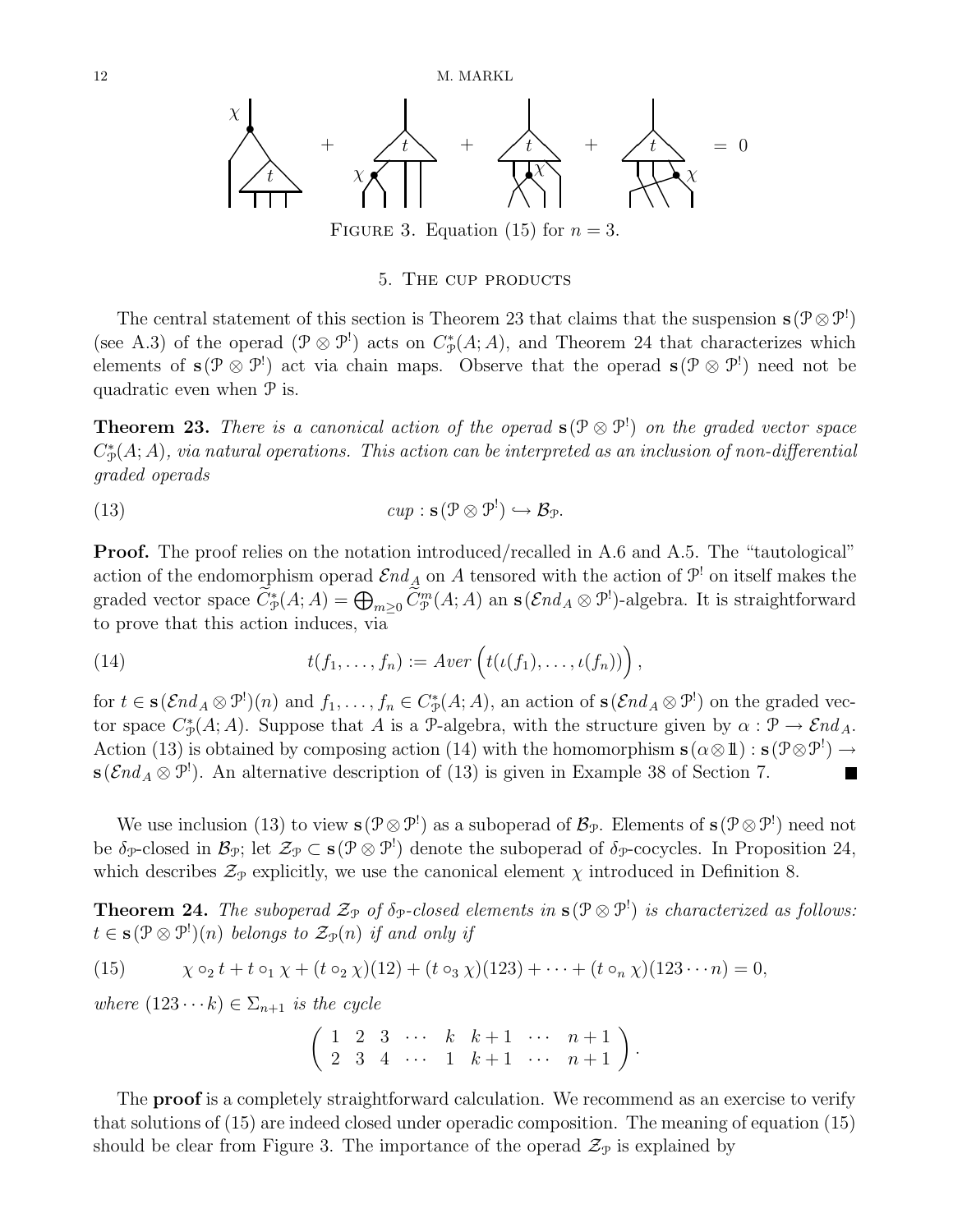FIGURE 3. Equation (15) for $n = 3$.

## 5. The cup products

The central statement of this section is Theorem 23 that claims that the suspension $\mathbf{s}(\mathcal{P} \otimes \mathcal{P}^!)$ (see A.3) of the operad $(\mathcal{P} \otimes \mathcal{P}^!)$ acts on $C^*_{\mathcal{P}}(A;A)$, and Theorem 24 that characterizes which elements of $\mathbf{s}(\mathcal{P} \otimes \mathcal{P}^!)$ act via chain maps. Observe that the operad $\mathbf{s}(\mathcal{P} \otimes \mathcal{P}^!)$ need not be quadratic even when $\mathcal{P}$ is.

**Theorem 23.** *There is a canonical action of the operad $\mathbf{s}(\mathcal{P} \otimes \mathcal{P}^!)$ on the graded vector space $C^*_{\mathcal{P}}(A;A)$, via natural operations. This action can be interpreted as an inclusion of non-differential graded operads*

$$cup : \mathbf{s}(\mathcal{P} \otimes \mathcal{P}^!) \hookrightarrow \mathcal{B}_{\mathcal{P}}. \tag{13}$$

**Proof.** The proof relies on the notation introduced/recalled in A.6 and A.5. The "tautological" action of the endomorphism operad $\mathcal{E}nd_A$ on $A$ tensored with the action of $\mathcal{P}^!$ on itself makes the graded vector space $\widetilde{C}^*_{\mathcal{P}}(A;A) = \bigoplus_{m \geq 0} \widetilde{C}^m_{\mathcal{P}}(A;A)$ an $\mathbf{s}(\mathcal{E}nd_A \otimes \mathcal{P}^!)$-algebra. It is straightforward to prove that this action induces, via

$$t(f_1, \ldots, f_n) := Aver\Big(t(\iota(f_1), \ldots, \iota(f_n))\Big), \tag{14}$$

for $t \in \mathbf{s}(\mathcal{E}nd_A \otimes \mathcal{P}^!)(n)$ and $f_1, \ldots, f_n \in C^*_{\mathcal{P}}(A;A)$, an action of $\mathbf{s}(\mathcal{E}nd_A \otimes \mathcal{P}^!)$ on the graded vector space $C^*_{\mathcal{P}}(A;A)$. Suppose that $A$ is a $\mathcal{P}$-algebra, with the structure given by $\alpha : \mathcal{P} \to \mathcal{E}nd_A$. Action (13) is obtained by composing action (14) with the homomorphism $\mathbf{s}(\alpha \otimes 1\!\!1) : \mathbf{s}(\mathcal{P} \otimes \mathcal{P}^!) \to \mathbf{s}(\mathcal{E}nd_A \otimes \mathcal{P}^!)$. An alternative description of (13) is given in Example 38 of Section 7. ■

We use inclusion (13) to view $\mathbf{s}(\mathcal{P} \otimes \mathcal{P}^!)$ as a suboperad of $\mathcal{B}_{\mathcal{P}}$. Elements of $\mathbf{s}(\mathcal{P} \otimes \mathcal{P}^!)$ need not be $\delta_{\mathcal{P}}$-closed in $\mathcal{B}_{\mathcal{P}}$; let $\mathcal{Z}_{\mathcal{P}} \subset \mathbf{s}(\mathcal{P} \otimes \mathcal{P}^!)$ denote the suboperad of $\delta_{\mathcal{P}}$-cocycles. In Proposition 24, which describes $\mathcal{Z}_{\mathcal{P}}$ explicitly, we use the canonical element $\chi$ introduced in Definition 8.

**Theorem 24.** *The suboperad $\mathcal{Z}_{\mathcal{P}}$ of $\delta_{\mathcal{P}}$-closed elements in $\mathbf{s}(\mathcal{P} \otimes \mathcal{P}^!)$ is characterized as follows: $t \in \mathbf{s}(\mathcal{P} \otimes \mathcal{P}^!)(n)$ belongs to $\mathcal{Z}_{\mathcal{P}}(n)$ if and only if*

$$\chi \circ_2 t + t \circ_1 \chi + (t \circ_2 \chi)(12) + (t \circ_3 \chi)(123) + \cdots + (t \circ_n \chi)(123 \cdots n) = 0, \tag{15}$$

*where $(123 \cdots k) \in \Sigma_{n+1}$ is the cycle*

$$\begin{pmatrix} 1 & 2 & 3 & \cdots & k & k+1 & \cdots & n+1 \\ 2 & 3 & 4 & \cdots & 1 & k+1 & \cdots & n+1 \end{pmatrix}.$$

The **proof** is a completely straightforward calculation. We recommend as an exercise to verify that solutions of (15) are indeed closed under operadic composition. The meaning of equation (15) should be clear from Figure 3. The importance of the operad $\mathcal{Z}_{\mathcal{P}}$ is explained by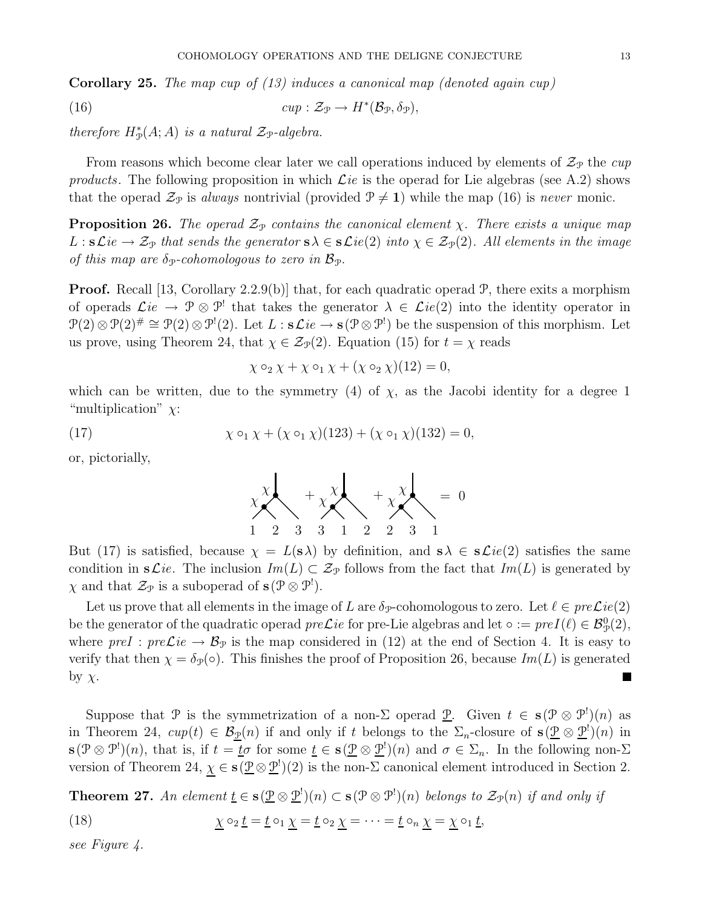**Corollary 25.** *The map cup of (13) induces a canonical map (denoted again cup)*

$$cup : \mathcal{Z}_{\mathcal{P}} \to H^*(\mathcal{B}_{\mathcal{P}}, \delta_{\mathcal{P}}), \tag{16}$$

*therefore $H^*_{\mathcal{P}}(A; A)$ is a natural $\mathcal{Z}_{\mathcal{P}}$-algebra.*

From reasons which become clear later we call operations induced by elements of $\mathcal{Z}_{\mathcal{P}}$ the *cup products*. The following proposition in which $\mathcal{L}ie$ is the operad for Lie algebras (see A.2) shows that the operad $\mathcal{Z}_{\mathcal{P}}$ is *always* nontrivial (provided $\mathcal{P} \neq \mathbf{1}$) while the map (16) is *never* monic.

**Proposition 26.** *The operad $\mathcal{Z}_{\mathcal{P}}$ contains the canonical element $\chi$. There exists a unique map $L : \mathbf{s}\mathcal{L}ie \to \mathcal{Z}_{\mathcal{P}}$ that sends the generator $\mathbf{s}\lambda \in \mathbf{s}\mathcal{L}ie(2)$ into $\chi \in \mathcal{Z}_{\mathcal{P}}(2)$. All elements in the image of this map are $\delta_{\mathcal{P}}$-cohomologous to zero in $\mathcal{B}_{\mathcal{P}}$.*

**Proof.** Recall [13, Corollary 2.2.9(b)] that, for each quadratic operad $\mathcal{P}$, there exits a morphism of operads $\mathcal{L}ie \to \mathcal{P} \otimes \mathcal{P}^!$ that takes the generator $\lambda \in \mathcal{L}ie(2)$ into the identity operator in $\mathcal{P}(2) \otimes \mathcal{P}(2)^{\#} \cong \mathcal{P}(2) \otimes \mathcal{P}^!(2)$. Let $L : \mathbf{s}\mathcal{L}ie \to \mathbf{s}(\mathcal{P} \otimes \mathcal{P}^!)$ be the suspension of this morphism. Let us prove, using Theorem 24, that $\chi \in \mathcal{Z}_{\mathcal{P}}(2)$. Equation (15) for $t = \chi$ reads

$$\chi \circ_2 \chi + \chi \circ_1 \chi + (\chi \circ_2 \chi)(12) = 0,$$

which can be written, due to the symmetry (4) of $\chi$, as the Jacobi identity for a degree 1 "multiplication" $\chi$:

$$\chi \circ_1 \chi + (\chi \circ_1 \chi)(123) + (\chi \circ_1 \chi)(132) = 0, \tag{17}$$

or, pictorially,

[Pictorial form: sum of three trees, each with $\chi$ composed into the first input of $\chi$, with leaves labelled $1\,2\,3$, $3\,1\,2$, $2\,3\,1$ respectively, equal to $0$.]

But (17) is satisfied, because $\chi = L(\mathbf{s}\lambda)$ by definition, and $\mathbf{s}\lambda \in \mathbf{s}\mathcal{L}ie(2)$ satisfies the same condition in $\mathbf{s}\mathcal{L}ie$. The inclusion $Im(L) \subset \mathcal{Z}_{\mathcal{P}}$ follows from the fact that $Im(L)$ is generated by $\chi$ and that $\mathcal{Z}_{\mathcal{P}}$ is a suboperad of $\mathbf{s}(\mathcal{P} \otimes \mathcal{P}^!)$.

Let us prove that all elements in the image of $L$ are $\delta_{\mathcal{P}}$-cohomologous to zero. Let $\ell \in pre\mathcal{L}ie(2)$ be the generator of the quadratic operad $pre\mathcal{L}ie$ for pre-Lie algebras and let $\circ := preI(\ell) \in \mathcal{B}^0_{\mathcal{P}}(2)$, where $preI : pre\mathcal{L}ie \to \mathcal{B}_{\mathcal{P}}$ is the map considered in (12) at the end of Section 4. It is easy to verify that then $\chi = \delta_{\mathcal{P}}(\circ)$. This finishes the proof of Proposition 26, because $Im(L)$ is generated by $\chi$. ∎

Suppose that $\mathcal{P}$ is the symmetrization of a non-$\Sigma$ operad $\underline{\mathcal{P}}$. Given $t \in \mathbf{s}(\mathcal{P} \otimes \mathcal{P}^!)(n)$ as in Theorem 24, $cup(t) \in \mathcal{B}_{\underline{\mathcal{P}}}(n)$ if and only if $t$ belongs to the $\Sigma_n$-closure of $\mathbf{s}(\underline{\mathcal{P}} \otimes \underline{\mathcal{P}}^!)(n)$ in $\mathbf{s}(\mathcal{P} \otimes \mathcal{P}^!)(n)$, that is, if $t = \underline{t}\sigma$ for some $\underline{t} \in \mathbf{s}(\underline{\mathcal{P}} \otimes \underline{\mathcal{P}}^!)(n)$ and $\sigma \in \Sigma_n$. In the following non-$\Sigma$ version of Theorem 24, $\underline{\chi} \in \mathbf{s}(\underline{\mathcal{P}} \otimes \underline{\mathcal{P}}^!)(2)$ is the non-$\Sigma$ canonical element introduced in Section 2.

**Theorem 27.** *An element $\underline{t} \in \mathbf{s}(\underline{\mathcal{P}} \otimes \underline{\mathcal{P}}^!)(n) \subset \mathbf{s}(\mathcal{P} \otimes \mathcal{P}^!)(n)$ belongs to $\mathcal{Z}_{\mathcal{P}}(n)$ if and only if*

$$\underline{\chi} \circ_2 \underline{t} = \underline{t} \circ_1 \underline{\chi} = \underline{t} \circ_2 \underline{\chi} = \cdots = \underline{t} \circ_n \underline{\chi} = \underline{\chi} \circ_1 \underline{t}, \tag{18}$$

*see Figure 4.*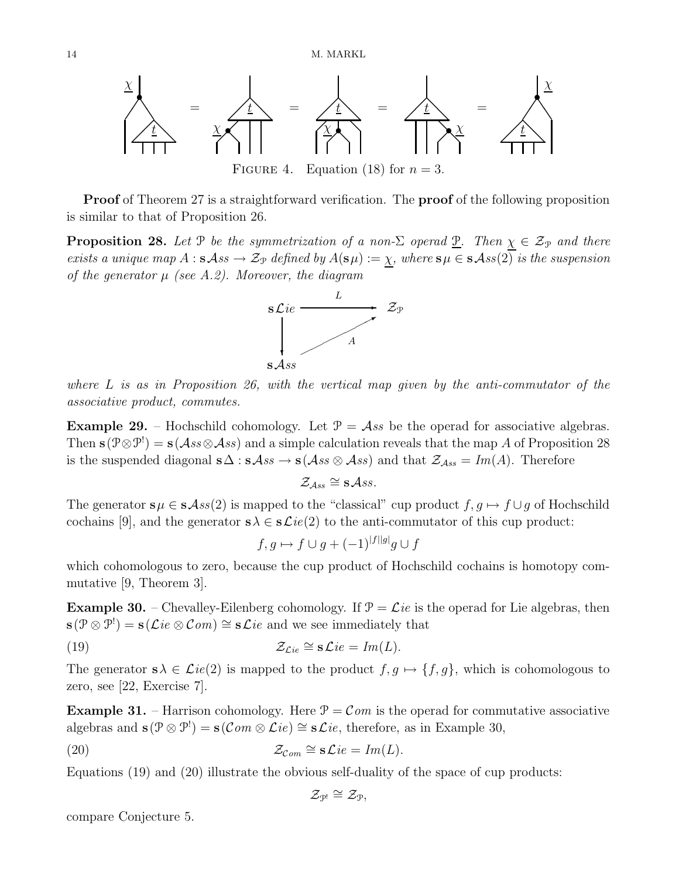FIGURE 4. Equation (18) for $n = 3$.

**Proof** of Theorem 27 is a straightforward verification. The **proof** of the following proposition is similar to that of Proposition 26.

**Proposition 28.** *Let $\mathcal{P}$ be the symmetrization of a non-$\Sigma$ operad $\underline{\mathcal{P}}$. Then $\underline{\chi} \in \mathcal{Z}_{\mathcal{P}}$ and there exists a unique map $A : \mathbf{s}\mathcal{A}ss \to \mathcal{Z}_{\mathcal{P}}$ defined by $A(\mathbf{s}\mu) := \underline{\chi}$, where $\mathbf{s}\mu \in \mathbf{s}\mathcal{A}ss(2)$ is the suspension of the generator $\mu$ (see A.2). Moreover, the diagram*

$$
\begin{array}{ccc}
\mathbf{s}\mathcal{L}ie & \xrightarrow{\quad L \quad} & \mathcal{Z}_{\mathcal{P}} \\
\downarrow & \nearrow_{A} & \\
\mathbf{s}\mathcal{A}ss & &
\end{array}
$$

*where $L$ is as in Proposition 26, with the vertical map given by the anti-commutator of the associative product, commutes.*

**Example 29.** – Hochschild cohomology. Let $\mathcal{P} = \mathcal{A}ss$ be the operad for associative algebras. Then $\mathbf{s}(\mathcal{P} \otimes \mathcal{P}^!) = \mathbf{s}(\mathcal{A}ss \otimes \mathcal{A}ss)$ and a simple calculation reveals that the map $A$ of Proposition 28 is the suspended diagonal $\mathbf{s}\Delta : \mathbf{s}\mathcal{A}ss \to \mathbf{s}(\mathcal{A}ss \otimes \mathcal{A}ss)$ and that $\mathcal{Z}_{\mathcal{A}ss} = Im(A)$. Therefore

$$\mathcal{Z}_{\mathcal{A}ss} \cong \mathbf{s}\mathcal{A}ss.$$

The generator $\mathbf{s}\mu \in \mathbf{s}\mathcal{A}ss(2)$ is mapped to the "classical" cup product $f, g \mapsto f \cup g$ of Hochschild cochains [9], and the generator $\mathbf{s}\lambda \in \mathbf{s}\mathcal{L}ie(2)$ to the anti-commutator of this cup product:

$$f, g \mapsto f \cup g + (-1)^{|f||g|} g \cup f$$

which cohomologous to zero, because the cup product of Hochschild cochains is homotopy commutative [9, Theorem 3].

**Example 30.** – Chevalley-Eilenberg cohomology. If $\mathcal{P} = \mathcal{L}ie$ is the operad for Lie algebras, then $\mathbf{s}(\mathcal{P} \otimes \mathcal{P}^!) = \mathbf{s}(\mathcal{L}ie \otimes \mathcal{C}om) \cong \mathbf{s}\mathcal{L}ie$ and we see immediately that

$$\mathcal{Z}_{\mathcal{L}ie} \cong \mathbf{s}\mathcal{L}ie = Im(L). \tag{19}$$

The generator $\mathbf{s}\lambda \in \mathcal{L}ie(2)$ is mapped to the product $f, g \mapsto \{f, g\}$, which is cohomologous to zero, see [22, Exercise 7].

**Example 31.** – Harrison cohomology. Here $\mathcal{P} = \mathcal{C}om$ is the operad for commutative associative algebras and $\mathbf{s}(\mathcal{P} \otimes \mathcal{P}^!) = \mathbf{s}(\mathcal{C}om \otimes \mathcal{L}ie) \cong \mathbf{s}\mathcal{L}ie$, therefore, as in Example 30,

$$\mathcal{Z}_{\mathcal{C}om} \cong \mathbf{s}\mathcal{L}ie = Im(L). \tag{20}$$

Equations (19) and (20) illustrate the obvious self-duality of the space of cup products:

$$\mathcal{Z}_{\mathcal{P}^!} \cong \mathcal{Z}_{\mathcal{P}},$$

compare Conjecture 5.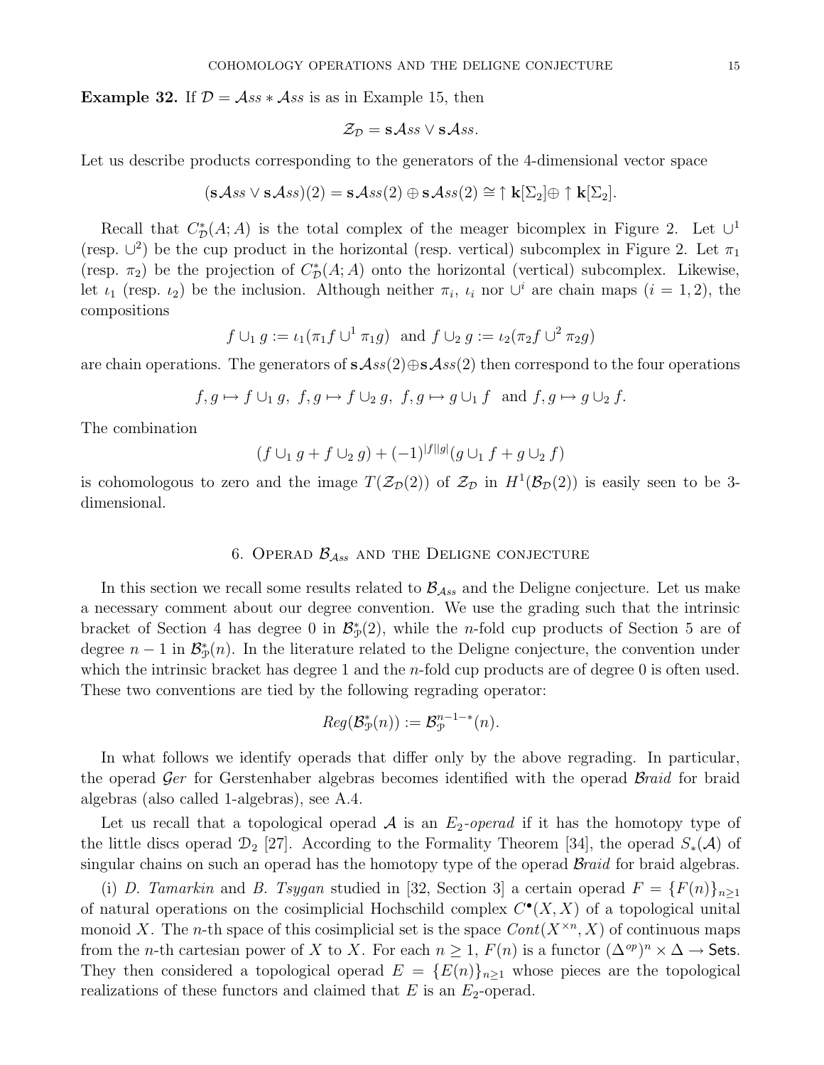**Example 32.** If $\mathcal{D} = \mathcal{A}ss * \mathcal{A}ss$ is as in Example 15, then

$$\mathcal{Z}_{\mathcal{D}} = \mathbf{s}\mathcal{A}ss \vee \mathbf{s}\mathcal{A}ss.$$

Let us describe products corresponding to the generators of the 4-dimensional vector space

$$(\mathbf{s}\mathcal{A}ss \vee \mathbf{s}\mathcal{A}ss)(2) = \mathbf{s}\mathcal{A}ss(2) \oplus \mathbf{s}\mathcal{A}ss(2) \cong \uparrow \mathbf{k}[\Sigma_2] \oplus \uparrow \mathbf{k}[\Sigma_2].$$

Recall that $C^*_{\mathcal{D}}(A;A)$ is the total complex of the meager bicomplex in Figure 2. Let $\cup^1$ (resp. $\cup^2$) be the cup product in the horizontal (resp. vertical) subcomplex in Figure 2. Let $\pi_1$ (resp. $\pi_2$) be the projection of $C^*_{\mathcal{D}}(A;A)$ onto the horizontal (vertical) subcomplex. Likewise, let $\iota_1$ (resp. $\iota_2$) be the inclusion. Although neither $\pi_i$, $\iota_i$ nor $\cup^i$ are chain maps ($i = 1, 2$), the compositions

$$f \cup_1 g := \iota_1(\pi_1 f \cup^1 \pi_1 g) \text{ and } f \cup_2 g := \iota_2(\pi_2 f \cup^2 \pi_2 g)$$

are chain operations. The generators of $\mathbf{s}\mathcal{A}ss(2) \oplus \mathbf{s}\mathcal{A}ss(2)$ then correspond to the four operations

$$f, g \mapsto f \cup_1 g,\ f, g \mapsto f \cup_2 g,\ f, g \mapsto g \cup_1 f \text{ and } f, g \mapsto g \cup_2 f.$$

The combination

$$(f \cup_1 g + f \cup_2 g) + (-1)^{|f||g|}(g \cup_1 f + g \cup_2 f)$$

is cohomologous to zero and the image $T(\mathcal{Z}_{\mathcal{D}}(2))$ of $\mathcal{Z}_{\mathcal{D}}$ in $H^1(\mathcal{B}_{\mathcal{D}}(2))$ is easily seen to be 3-dimensional.

## 6. Operad $\mathcal{B}_{\mathcal{A}ss}$ and the Deligne conjecture

In this section we recall some results related to $\mathcal{B}_{\mathcal{A}ss}$ and the Deligne conjecture. Let us make a necessary comment about our degree convention. We use the grading such that the intrinsic bracket of Section 4 has degree 0 in $\mathcal{B}^*_{\mathcal{P}}(2)$, while the $n$-fold cup products of Section 5 are of degree $n-1$ in $\mathcal{B}^*_{\mathcal{P}}(n)$. In the literature related to the Deligne conjecture, the convention under which the intrinsic bracket has degree 1 and the $n$-fold cup products are of degree 0 is often used. These two conventions are tied by the following regrading operator:

$$Reg(\mathcal{B}^*_{\mathcal{P}}(n)) := \mathcal{B}^{n-1-*}_{\mathcal{P}}(n).$$

In what follows we identify operads that differ only by the above regrading. In particular, the operad $\mathcal{G}er$ for Gerstenhaber algebras becomes identified with the operad $\mathcal{B}raid$ for braid algebras (also called 1-algebras), see A.4.

Let us recall that a topological operad $\mathcal{A}$ is an *$E_2$-operad* if it has the homotopy type of the little discs operad $\mathcal{D}_2$ [27]. According to the Formality Theorem [34], the operad $S_*(\mathcal{A})$ of singular chains on such an operad has the homotopy type of the operad $\mathcal{B}raid$ for braid algebras.

(i) *D. Tamarkin* and *B. Tsygan* studied in [32, Section 3] a certain operad $F = \{F(n)\}_{n \geq 1}$ of natural operations on the cosimplicial Hochschild complex $C^\bullet(X, X)$ of a topological unital monoid $X$. The $n$-th space of this cosimplicial set is the space $Cont(X^{\times n}, X)$ of continuous maps from the $n$-th cartesian power of $X$ to $X$. For each $n \geq 1$, $F(n)$ is a functor $(\Delta^{op})^n \times \Delta \to \mathsf{Sets}$. They then considered a topological operad $E = \{E(n)\}_{n \geq 1}$ whose pieces are the topological realizations of these functors and claimed that $E$ is an $E_2$-operad.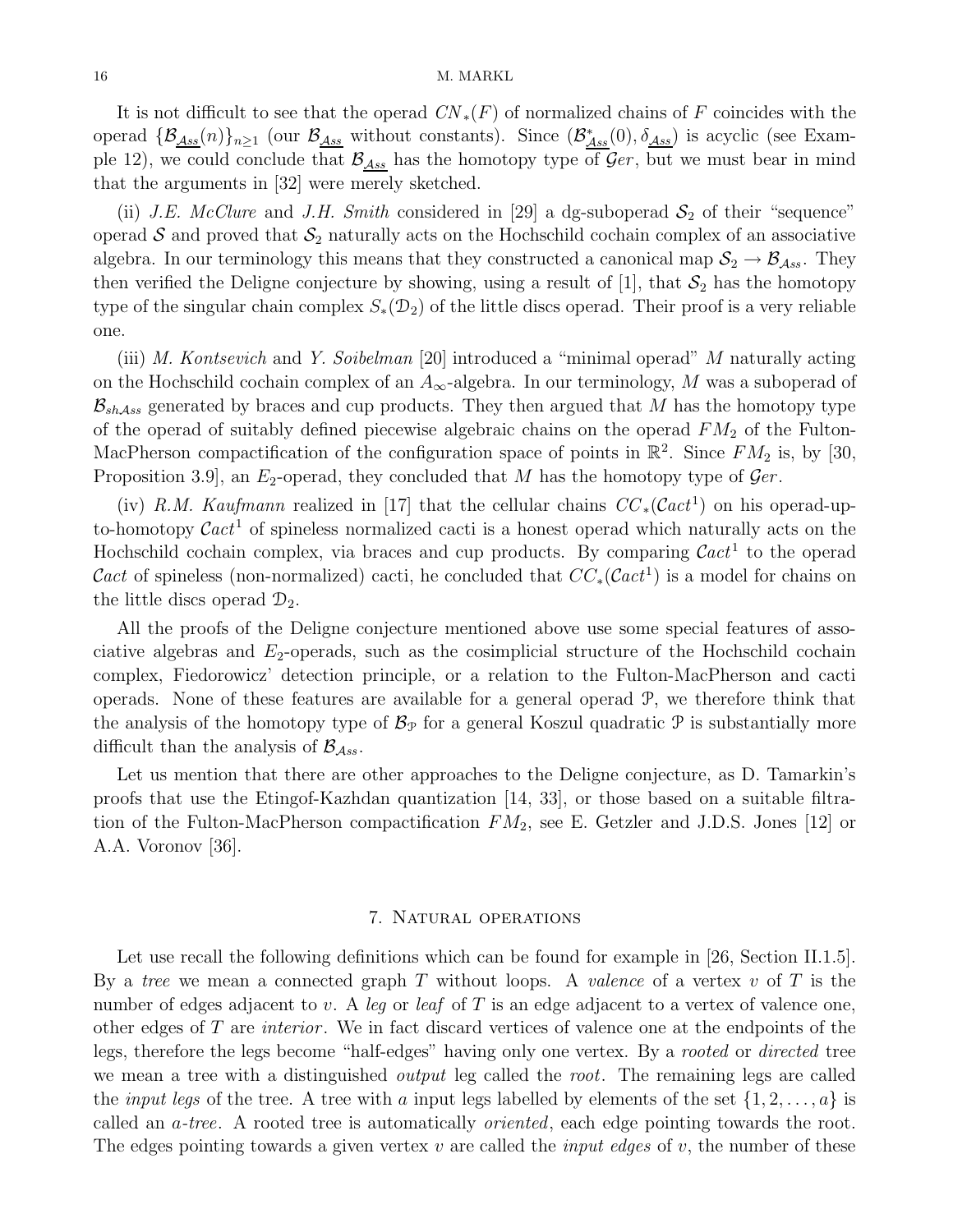It is not difficult to see that the operad $CN_*(F)$ of normalized chains of $F$ coincides with the operad $\{\mathcal{B}_{\underline{\mathcal{A}ss}}(n)\}_{n\geq 1}$ (our $\mathcal{B}_{\underline{\mathcal{A}ss}}$ without constants). Since $(\mathcal{B}^*_{\underline{\mathcal{A}ss}}(0), \delta_{\underline{\mathcal{A}ss}})$ is acyclic (see Example 12), we could conclude that $\mathcal{B}_{\underline{\mathcal{A}ss}}$ has the homotopy type of $\mathcal{G}er$, but we must bear in mind that the arguments in [32] were merely sketched.

(ii) *J.E. McClure* and *J.H. Smith* considered in [29] a dg-suboperad $\mathcal{S}_2$ of their "sequence" operad $\mathcal{S}$ and proved that $\mathcal{S}_2$ naturally acts on the Hochschild cochain complex of an associative algebra. In our terminology this means that they constructed a canonical map $\mathcal{S}_2 \to \mathcal{B}_{\mathcal{A}ss}$. They then verified the Deligne conjecture by showing, using a result of [1], that $\mathcal{S}_2$ has the homotopy type of the singular chain complex $S_*(\mathcal{D}_2)$ of the little discs operad. Their proof is a very reliable one.

(iii) *M. Kontsevich* and *Y. Soibelman* [20] introduced a "minimal operad" $M$ naturally acting on the Hochschild cochain complex of an $A_\infty$-algebra. In our terminology, $M$ was a suboperad of $\mathcal{B}_{sh\mathcal{A}ss}$ generated by braces and cup products. They then argued that $M$ has the homotopy type of the operad of suitably defined piecewise algebraic chains on the operad $FM_2$ of the Fulton-MacPherson compactification of the configuration space of points in $\mathbb{R}^2$. Since $FM_2$ is, by [30, Proposition 3.9], an $E_2$-operad, they concluded that $M$ has the homotopy type of $\mathcal{G}er$.

(iv) *R.M. Kaufmann* realized in [17] that the cellular chains $CC_*(\mathcal{C}act^1)$ on his operad-up-to-homotopy $\mathcal{C}act^1$ of spineless normalized cacti is a honest operad which naturally acts on the Hochschild cochain complex, via braces and cup products. By comparing $\mathcal{C}act^1$ to the operad $\mathcal{C}act$ of spineless (non-normalized) cacti, he concluded that $CC_*(\mathcal{C}act^1)$ is a model for chains on the little discs operad $\mathcal{D}_2$.

All the proofs of the Deligne conjecture mentioned above use some special features of associative algebras and $E_2$-operads, such as the cosimplicial structure of the Hochschild cochain complex, Fiedorowicz' detection principle, or a relation to the Fulton-MacPherson and cacti operads. None of these features are available for a general operad $\mathcal{P}$, we therefore think that the analysis of the homotopy type of $\mathcal{B}_\mathcal{P}$ for a general Koszul quadratic $\mathcal{P}$ is substantially more difficult than the analysis of $\mathcal{B}_{\mathcal{A}ss}$.

Let us mention that there are other approaches to the Deligne conjecture, as D. Tamarkin's proofs that use the Etingof-Kazhdan quantization [14, 33], or those based on a suitable filtration of the Fulton-MacPherson compactification $FM_2$, see E. Getzler and J.D.S. Jones [12] or A.A. Voronov [36].

## 7. Natural operations

Let use recall the following definitions which can be found for example in [26, Section II.1.5]. By a *tree* we mean a connected graph $T$ without loops. A *valence* of a vertex $v$ of $T$ is the number of edges adjacent to $v$. A *leg* or *leaf* of $T$ is an edge adjacent to a vertex of valence one, other edges of $T$ are *interior*. We in fact discard vertices of valence one at the endpoints of the legs, therefore the legs become "half-edges" having only one vertex. By a *rooted* or *directed* tree we mean a tree with a distinguished *output* leg called the *root*. The remaining legs are called the *input legs* of the tree. A tree with $a$ input legs labelled by elements of the set $\{1, 2, \ldots, a\}$ is called an *$a$-tree*. A rooted tree is automatically *oriented*, each edge pointing towards the root. The edges pointing towards a given vertex $v$ are called the *input edges* of $v$, the number of these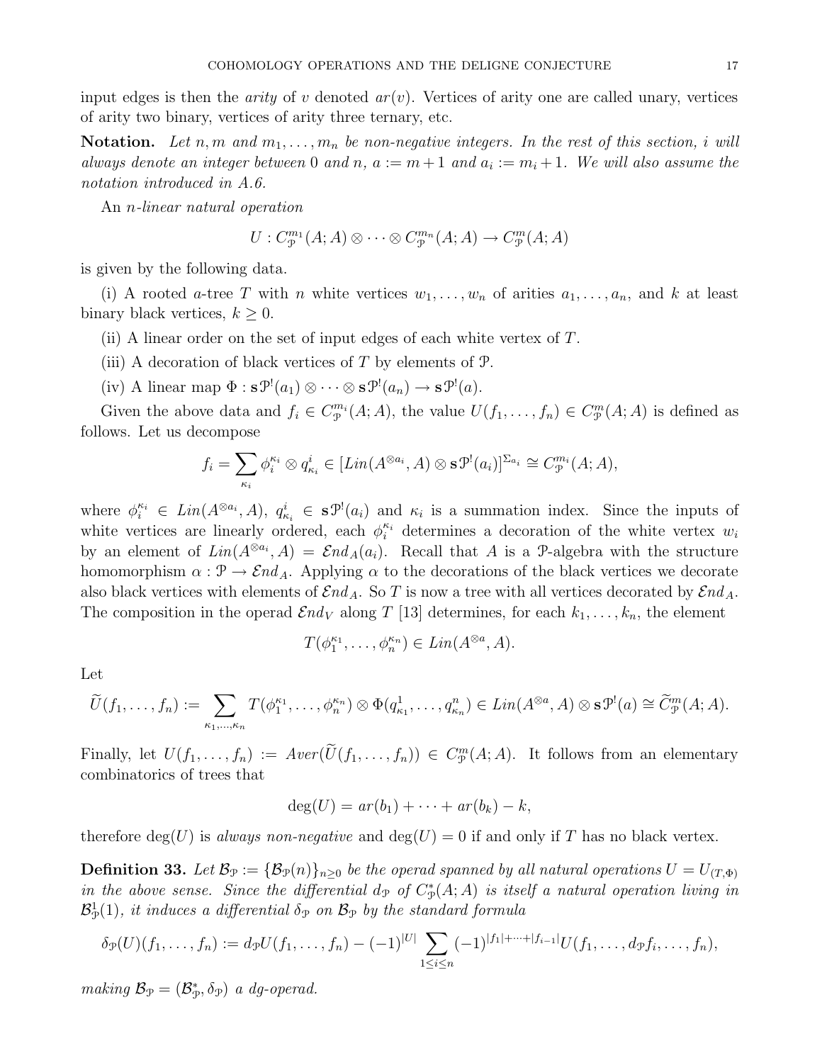input edges is then the *arity* of $v$ denoted $ar(v)$. Vertices of arity one are called unary, vertices of arity two binary, vertices of arity three ternary, etc.

**Notation.** *Let $n, m$ and $m_1, \ldots, m_n$ be non-negative integers. In the rest of this section, $i$ will always denote an integer between $0$ and $n$, $a := m+1$ and $a_i := m_i + 1$. We will also assume the notation introduced in A.6.*

An *$n$-linear natural operation*

$$U : C^{m_1}_{\mathcal{P}}(A; A) \otimes \cdots \otimes C^{m_n}_{\mathcal{P}}(A; A) \to C^{m}_{\mathcal{P}}(A; A)$$

is given by the following data.

(i) A rooted $a$-tree $T$ with $n$ white vertices $w_1, \ldots, w_n$ of arities $a_1, \ldots, a_n$, and $k$ at least binary black vertices, $k \geq 0$.

(ii) A linear order on the set of input edges of each white vertex of $T$.

(iii) A decoration of black vertices of $T$ by elements of $\mathcal{P}$.

(iv) A linear map $\Phi : \mathbf{s}\mathcal{P}^!(a_1) \otimes \cdots \otimes \mathbf{s}\mathcal{P}^!(a_n) \to \mathbf{s}\mathcal{P}^!(a)$.

Given the above data and $f_i \in C^{m_i}_{\mathcal{P}}(A; A)$, the value $U(f_1, \ldots, f_n) \in C^{m}_{\mathcal{P}}(A; A)$ is defined as follows. Let us decompose

$$f_i = \sum_{\kappa_i} \phi_i^{\kappa_i} \otimes q^i_{\kappa_i} \in [Lin(A^{\otimes a_i}, A) \otimes \mathbf{s}\mathcal{P}^!(a_i)]^{\Sigma_{a_i}} \cong C^{m_i}_{\mathcal{P}}(A; A),$$

where $\phi_i^{\kappa_i} \in Lin(A^{\otimes a_i}, A)$, $q^i_{\kappa_i} \in \mathbf{s}\mathcal{P}^!(a_i)$ and $\kappa_i$ is a summation index. Since the inputs of white vertices are linearly ordered, each $\phi_i^{\kappa_i}$ determines a decoration of the white vertex $w_i$ by an element of $Lin(A^{\otimes a_i}, A) = \mathcal{E}nd_A(a_i)$. Recall that $A$ is a $\mathcal{P}$-algebra with the structure homomorphism $\alpha : \mathcal{P} \to \mathcal{E}nd_A$. Applying $\alpha$ to the decorations of the black vertices we decorate also black vertices with elements of $\mathcal{E}nd_A$. So $T$ is now a tree with all vertices decorated by $\mathcal{E}nd_A$. The composition in the operad $\mathcal{E}nd_V$ along $T$ [13] determines, for each $k_1, \ldots, k_n$, the element

$$T(\phi_1^{\kappa_1}, \ldots, \phi_n^{\kappa_n}) \in Lin(A^{\otimes a}, A).$$

Let

$$\widetilde{U}(f_1, \ldots, f_n) := \sum_{\kappa_1, \ldots, \kappa_n} T(\phi_1^{\kappa_1}, \ldots, \phi_n^{\kappa_n}) \otimes \Phi(q^1_{\kappa_1}, \ldots, q^n_{\kappa_n}) \in Lin(A^{\otimes a}, A) \otimes \mathbf{s}\mathcal{P}^!(a) \cong \widetilde{C}^{m}_{\mathcal{P}}(A; A).$$

Finally, let $U(f_1, \ldots, f_n) := Aver(\widetilde{U}(f_1, \ldots, f_n)) \in C^{m}_{\mathcal{P}}(A; A)$. It follows from an elementary combinatorics of trees that

$$\deg(U) = ar(b_1) + \cdots + ar(b_k) - k,$$

therefore $\deg(U)$ is *always non-negative* and $\deg(U) = 0$ if and only if $T$ has no black vertex.

**Definition 33.** *Let $\mathcal{B}_{\mathcal{P}} := \{\mathcal{B}_{\mathcal{P}}(n)\}_{n \geq 0}$ be the operad spanned by all natural operations $U = U_{(T,\Phi)}$ in the above sense. Since the differential $d_{\mathcal{P}}$ of $C^*_{\mathcal{P}}(A; A)$ is itself a natural operation living in $\mathcal{B}^1_{\mathcal{P}}(1)$, it induces a differential $\delta_{\mathcal{P}}$ on $\mathcal{B}_{\mathcal{P}}$ by the standard formula*

$$\delta_{\mathcal{P}}(U)(f_1, \ldots, f_n) := d_{\mathcal{P}} U(f_1, \ldots, f_n) - (-1)^{|U|} \sum_{1 \leq i \leq n} (-1)^{|f_1| + \cdots + |f_{i-1}|} U(f_1, \ldots, d_{\mathcal{P}} f_i, \ldots, f_n),$$

*making $\mathcal{B}_{\mathcal{P}} = (\mathcal{B}^*_{\mathcal{P}}, \delta_{\mathcal{P}})$ a dg-operad.*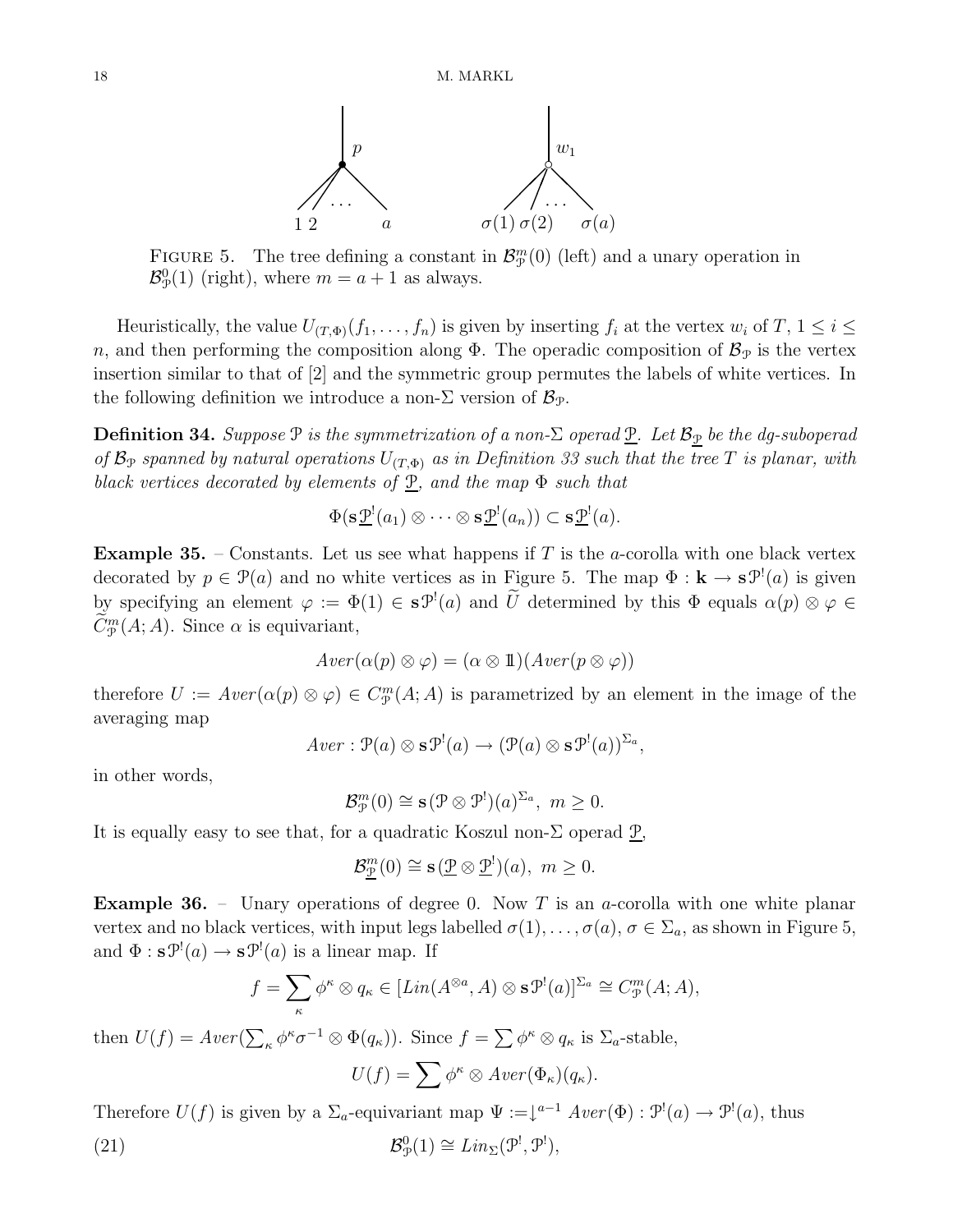FIGURE 5. The tree defining a constant in $\mathcal{B}^m_{\mathcal{P}}(0)$ (left) and a unary operation in $\mathcal{B}^0_{\mathcal{P}}(1)$ (right), where $m = a+1$ as always.

Heuristically, the value $U_{(T,\Phi)}(f_1, \ldots, f_n)$ is given by inserting $f_i$ at the vertex $w_i$ of $T$, $1 \leq i \leq n$, and then performing the composition along $\Phi$. The operadic composition of $\mathcal{B}_{\mathcal{P}}$ is the vertex insertion similar to that of [2] and the symmetric group permutes the labels of white vertices. In the following definition we introduce a non-$\Sigma$ version of $\mathcal{B}_{\mathcal{P}}$.

**Definition 34.** *Suppose $\mathcal{P}$ is the symmetrization of a non-$\Sigma$ operad $\underline{\mathcal{P}}$. Let $\mathcal{B}_{\underline{\mathcal{P}}}$ be the dg-suboperad of $\mathcal{B}_{\mathcal{P}}$ spanned by natural operations $U_{(T,\Phi)}$ as in Definition 33 such that the tree $T$ is planar, with black vertices decorated by elements of $\underline{\mathcal{P}}$, and the map $\Phi$ such that*

$$\Phi(\mathbf{s}\underline{\mathcal{P}}^!(a_1) \otimes \cdots \otimes \mathbf{s}\underline{\mathcal{P}}^!(a_n)) \subset \mathbf{s}\underline{\mathcal{P}}^!(a).$$

**Example 35.** – Constants. Let us see what happens if $T$ is the $a$-corolla with one black vertex decorated by $p \in \mathcal{P}(a)$ and no white vertices as in Figure 5. The map $\Phi : \mathbf{k} \to \mathbf{s}\mathcal{P}^!(a)$ is given by specifying an element $\varphi := \Phi(1) \in \mathbf{s}\mathcal{P}^!(a)$ and $\widetilde{U}$ determined by this $\Phi$ equals $\alpha(p) \otimes \varphi \in \widetilde{C}^m_{\mathcal{P}}(A; A)$. Since $\alpha$ is equivariant,

$$Aver(\alpha(p) \otimes \varphi) = (\alpha \otimes 1\!\!1)(Aver(p \otimes \varphi))$$

therefore $U := Aver(\alpha(p) \otimes \varphi) \in C^m_{\mathcal{P}}(A; A)$ is parametrized by an element in the image of the averaging map

$$Aver : \mathcal{P}(a) \otimes \mathbf{s}\mathcal{P}^!(a) \to (\mathcal{P}(a) \otimes \mathbf{s}\mathcal{P}^!(a))^{\Sigma_a},$$

in other words,

$$\mathcal{B}^m_{\mathcal{P}}(0) \cong \mathbf{s}(\mathcal{P} \otimes \mathcal{P}^!)(a)^{\Sigma_a}, \ m \geq 0.$$

It is equally easy to see that, for a quadratic Koszul non-$\Sigma$ operad $\underline{\mathcal{P}}$,

$$\mathcal{B}^m_{\underline{\mathcal{P}}}(0) \cong \mathbf{s}(\underline{\mathcal{P}} \otimes \underline{\mathcal{P}}^!)(a), \ m \geq 0.$$

**Example 36.** – Unary operations of degree 0. Now $T$ is an $a$-corolla with one white planar vertex and no black vertices, with input legs labelled $\sigma(1), \ldots, \sigma(a)$, $\sigma \in \Sigma_a$, as shown in Figure 5, and $\Phi : \mathbf{s}\mathcal{P}^!(a) \to \mathbf{s}\mathcal{P}^!(a)$ is a linear map. If

$$f = \sum_{\kappa} \phi^\kappa \otimes q_\kappa \in [Lin(A^{\otimes a}, A) \otimes \mathbf{s}\mathcal{P}^!(a)]^{\Sigma_a} \cong C^m_{\mathcal{P}}(A; A),$$

then $U(f) = Aver(\sum_\kappa \phi^\kappa \sigma^{-1} \otimes \Phi(q_\kappa))$. Since $f = \sum \phi^\kappa \otimes q_\kappa$ is $\Sigma_a$-stable,

$$U(f) = \sum \phi^\kappa \otimes Aver(\Phi_\kappa)(q_\kappa).$$

Therefore $U(f)$ is given by a $\Sigma_a$-equivariant map $\Psi := \downarrow^{a-1} Aver(\Phi) : \mathcal{P}^!(a) \to \mathcal{P}^!(a)$, thus

$$\mathcal{B}^0_{\mathcal{P}}(1) \cong Lin_\Sigma(\mathcal{P}^!, \mathcal{P}^!), \tag{21}$$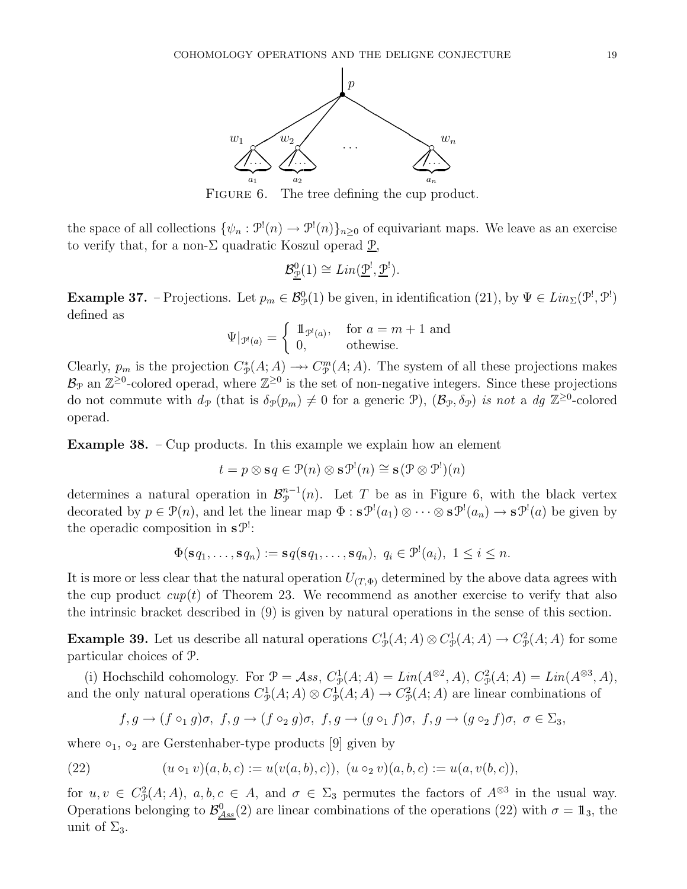FIGURE 6. The tree defining the cup product.

the space of all collections $\{\psi_n : \mathcal{P}^!(n) \to \mathcal{P}^!(n)\}_{n\geq 0}$ of equivariant maps. We leave as an exercise to verify that, for a non-$\Sigma$ quadratic Koszul operad $\underline{\mathcal{P}}$,

$$\mathcal{B}^0_{\underline{\mathcal{P}}}(1) \cong Lin(\underline{\mathcal{P}}^!, \underline{\mathcal{P}}^!).$$

**Example 37.** – Projections. Let $p_m \in \mathcal{B}^0_{\mathcal{P}}(1)$ be given, in identification (21), by $\Psi \in Lin_\Sigma(\mathcal{P}^!, \mathcal{P}^!)$ defined as

$$\Psi|_{\mathcal{P}^!(a)} = \begin{cases} \mathbb{1}_{\mathcal{P}^!(a)}, & \text{for } a = m+1 \text{ and} \\ 0, & \text{othewise.} \end{cases}$$

Clearly, $p_m$ is the projection $C^*_{\mathcal{P}}(A;A) \twoheadrightarrow C^m_{\mathcal{P}}(A;A)$. The system of all these projections makes $\mathcal{B}_{\mathcal{P}}$ an $\mathbb{Z}^{\geq 0}$-colored operad, where $\mathbb{Z}^{\geq 0}$ is the set of non-negative integers. Since these projections do not commute with $d_{\mathcal{P}}$ (that is $\delta_{\mathcal{P}}(p_m) \neq 0$ for a generic $\mathcal{P}$), $(\mathcal{B}_{\mathcal{P}}, \delta_{\mathcal{P}})$ *is not* a *dg* $\mathbb{Z}^{\geq 0}$-colored operad.

**Example 38.** – Cup products. In this example we explain how an element

$$t = p \otimes \mathbf{s}q \in \mathcal{P}(n) \otimes \mathbf{s}\mathcal{P}^!(n) \cong \mathbf{s}(\mathcal{P} \otimes \mathcal{P}^!)(n)$$

determines a natural operation in $\mathcal{B}^{n-1}_{\mathcal{P}}(n)$. Let $T$ be as in Figure 6, with the black vertex decorated by $p \in \mathcal{P}(n)$, and let the linear map $\Phi : \mathbf{s}\mathcal{P}^!(a_1) \otimes \cdots \otimes \mathbf{s}\mathcal{P}^!(a_n) \to \mathbf{s}\mathcal{P}^!(a)$ be given by the operadic composition in $\mathbf{s}\mathcal{P}^!$:

$$\Phi(\mathbf{s}q_1, \ldots, \mathbf{s}q_n) := \mathbf{s}q(\mathbf{s}q_1, \ldots, \mathbf{s}q_n),\ q_i \in \mathcal{P}^!(a_i),\ 1 \leq i \leq n.$$

It is more or less clear that the natural operation $U_{(T,\Phi)}$ determined by the above data agrees with the cup product $cup(t)$ of Theorem 23. We recommend as another exercise to verify that also the intrinsic bracket described in (9) is given by natural operations in the sense of this section.

**Example 39.** Let us describe all natural operations $C^1_{\mathcal{P}}(A;A) \otimes C^1_{\mathcal{P}}(A;A) \to C^2_{\mathcal{P}}(A;A)$ for some particular choices of $\mathcal{P}$.

(i) Hochschild cohomology. For $\mathcal{P} = \mathcal{A}ss$, $C^1_{\mathcal{P}}(A;A) = Lin(A^{\otimes 2}, A)$, $C^2_{\mathcal{P}}(A;A) = Lin(A^{\otimes 3}, A)$, and the only natural operations $C^1_{\mathcal{P}}(A;A) \otimes C^1_{\mathcal{P}}(A;A) \to C^2_{\mathcal{P}}(A;A)$ are linear combinations of

$$f, g \to (f \circ_1 g)\sigma,\ f, g \to (f \circ_2 g)\sigma,\ f, g \to (g \circ_1 f)\sigma,\ f, g \to (g \circ_2 f)\sigma,\ \sigma \in \Sigma_3,$$

where $\circ_1$, $\circ_2$ are Gerstenhaber-type products [9] given by

$$(u \circ_1 v)(a,b,c) := u(v(a,b),c)),\ (u \circ_2 v)(a,b,c) := u(a, v(b,c)), \tag{22}$$

for $u, v \in C^2_{\mathcal{P}}(A;A)$, $a, b, c \in A$, and $\sigma \in \Sigma_3$ permutes the factors of $A^{\otimes 3}$ in the usual way. Operations belonging to $\mathcal{B}^0_{\underline{\mathcal{A}ss}}(2)$ are linear combinations of the operations (22) with $\sigma = \mathbb{1}_3$, the unit of $\Sigma_3$.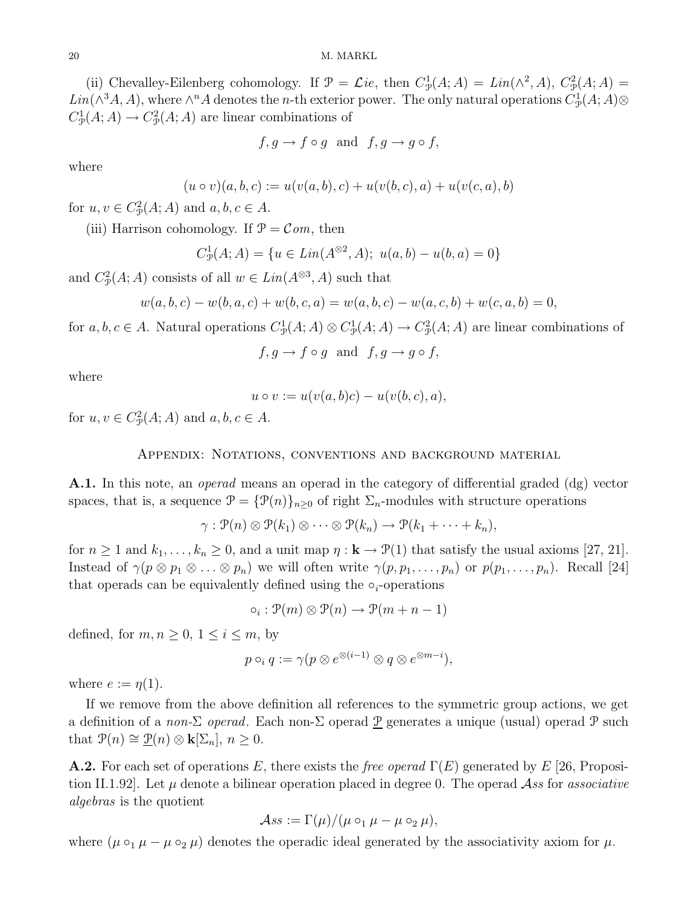(ii) Chevalley-Eilenberg cohomology. If $\mathcal{P} = \mathcal{L}ie$, then $C^1_{\mathcal{P}}(A;A) = Lin(\wedge^2, A)$, $C^2_{\mathcal{P}}(A;A) = Lin(\wedge^3 A, A)$, where $\wedge^n A$ denotes the $n$-th exterior power. The only natural operations $C^1_{\mathcal{P}}(A;A) \otimes C^1_{\mathcal{P}}(A;A) \to C^2_{\mathcal{P}}(A;A)$ are linear combinations of

$$f, g \to f \circ g \ \text{ and } \ f, g \to g \circ f,$$

where

$$(u \circ v)(a, b, c) := u(v(a, b), c) + u(v(b, c), a) + u(v(c, a), b)$$

for $u, v \in C^2_{\mathcal{P}}(A;A)$ and $a, b, c \in A$.

(iii) Harrison cohomology. If $\mathcal{P} = \mathcal{C}om$, then

$$C^1_{\mathcal{P}}(A;A) = \{u \in Lin(A^{\otimes 2}, A);\ u(a, b) - u(b, a) = 0\}$$

and $C^2_{\mathcal{P}}(A;A)$ consists of all $w \in Lin(A^{\otimes 3}, A)$ such that

$$w(a, b, c) - w(b, a, c) + w(b, c, a) = w(a, b, c) - w(a, c, b) + w(c, a, b) = 0,$$

for $a, b, c \in A$. Natural operations $C^1_{\mathcal{P}}(A;A) \otimes C^1_{\mathcal{P}}(A;A) \to C^2_{\mathcal{P}}(A;A)$ are linear combinations of

$$f, g \to f \circ g \ \text{ and } \ f, g \to g \circ f,$$

where

$$u \circ v := u(v(a, b)c) - u(v(b, c), a),$$

for $u, v \in C^2_{\mathcal{P}}(A;A)$ and $a, b, c \in A$.

## Appendix: Notations, conventions and background material

**A.1.** In this note, an *operad* means an operad in the category of differential graded (dg) vector spaces, that is, a sequence $\mathcal{P} = \{\mathcal{P}(n)\}_{n \geq 0}$ of right $\Sigma_n$-modules with structure operations

$$\gamma : \mathcal{P}(n) \otimes \mathcal{P}(k_1) \otimes \cdots \otimes \mathcal{P}(k_n) \to \mathcal{P}(k_1 + \cdots + k_n),$$

for $n \geq 1$ and $k_1, \ldots, k_n \geq 0$, and a unit map $\eta : \mathbf{k} \to \mathcal{P}(1)$ that satisfy the usual axioms [27, 21]. Instead of $\gamma(p \otimes p_1 \otimes \ldots \otimes p_n)$ we will often write $\gamma(p, p_1, \ldots, p_n)$ or $p(p_1, \ldots, p_n)$. Recall [24] that operads can be equivalently defined using the $\circ_i$-operations

$$\circ_i : \mathcal{P}(m) \otimes \mathcal{P}(n) \to \mathcal{P}(m + n - 1)$$

defined, for $m, n \geq 0$, $1 \leq i \leq m$, by

$$p \circ_i q := \gamma(p \otimes e^{\otimes(i-1)} \otimes q \otimes e^{\otimes m - i}),$$

where $e := \eta(1)$.

If we remove from the above definition all references to the symmetric group actions, we get a definition of a *non-$\Sigma$ operad*. Each non-$\Sigma$ operad $\underline{\mathcal{P}}$ generates a unique (usual) operad $\mathcal{P}$ such that $\mathcal{P}(n) \cong \underline{\mathcal{P}}(n) \otimes \mathbf{k}[\Sigma_n]$, $n \geq 0$.

**A.2.** For each set of operations $E$, there exists the *free operad* $\Gamma(E)$ generated by $E$ [26, Proposition II.1.92]. Let $\mu$ denote a bilinear operation placed in degree 0. The operad $\mathcal{A}ss$ for *associative algebras* is the quotient

$$\mathcal{A}ss := \Gamma(\mu)/(\mu \circ_1 \mu - \mu \circ_2 \mu),$$

where $(\mu \circ_1 \mu - \mu \circ_2 \mu)$ denotes the operadic ideal generated by the associativity axiom for $\mu$.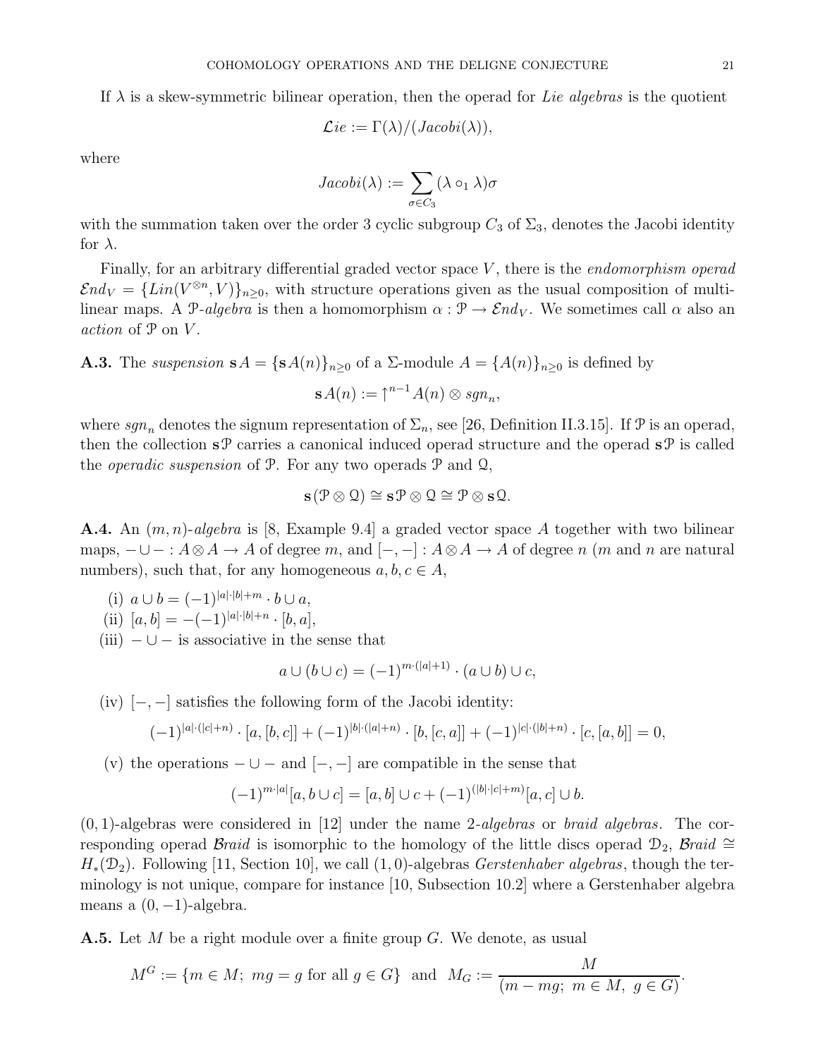If $\lambda$ is a skew-symmetric bilinear operation, then the operad for *Lie algebras* is the quotient

$$\mathcal{L}ie := \Gamma(\lambda)/(Jacobi(\lambda)),$$

where

$$Jacobi(\lambda) := \sum_{\sigma \in C_3} (\lambda \circ_1 \lambda)\sigma$$

with the summation taken over the order 3 cyclic subgroup $C_3$ of $\Sigma_3$, denotes the Jacobi identity for $\lambda$.

Finally, for an arbitrary differential graded vector space $V$, there is the *endomorphism operad* $\mathcal{E}nd_V = \{Lin(V^{\otimes n}, V)\}_{n \geq 0}$, with structure operations given as the usual composition of multilinear maps. A $\mathcal{P}$*-algebra* is then a homomorphism $\alpha : \mathcal{P} \to \mathcal{E}nd_V$. We sometimes call $\alpha$ also an *action* of $\mathcal{P}$ on $V$.

**A.3.** The *suspension* $\mathbf{s}A = \{\mathbf{s}A(n)\}_{n \geq 0}$ of a $\Sigma$-module $A = \{A(n)\}_{n \geq 0}$ is defined by

$$\mathbf{s}A(n) := \uparrow^{n-1} A(n) \otimes sgn_n,$$

where $sgn_n$ denotes the signum representation of $\Sigma_n$, see [26, Definition II.3.15]. If $\mathcal{P}$ is an operad, then the collection $\mathbf{s}\mathcal{P}$ carries a canonical induced operad structure and the operad $\mathbf{s}\mathcal{P}$ is called the *operadic suspension* of $\mathcal{P}$. For any two operads $\mathcal{P}$ and $\mathcal{Q}$,

$$\mathbf{s}(\mathcal{P} \otimes \mathcal{Q}) \cong \mathbf{s}\mathcal{P} \otimes \mathcal{Q} \cong \mathcal{P} \otimes \mathbf{s}\mathcal{Q}.$$

**A.4.** An $(m, n)$*-algebra* is [8, Example 9.4] a graded vector space $A$ together with two bilinear maps, $- \cup - : A \otimes A \to A$ of degree $m$, and $[-,-] : A \otimes A \to A$ of degree $n$ ($m$ and $n$ are natural numbers), such that, for any homogeneous $a, b, c \in A$,

(i) $a \cup b = (-1)^{|a| \cdot |b| + m} \cdot b \cup a$,

(ii) $[a, b] = -(-1)^{|a| \cdot |b| + n} \cdot [b, a]$,

(iii) $- \cup -$ is associative in the sense that

$$a \cup (b \cup c) = (-1)^{m \cdot (|a|+1)} \cdot (a \cup b) \cup c,$$

(iv) $[-,-]$ satisfies the following form of the Jacobi identity:

$$(-1)^{|a| \cdot (|c|+n)} \cdot [a, [b, c]] + (-1)^{|b| \cdot (|a|+n)} \cdot [b, [c, a]] + (-1)^{|c| \cdot (|b|+n)} \cdot [c, [a, b]] = 0,$$

(v) the operations $- \cup -$ and $[-,-]$ are compatible in the sense that

$$(-1)^{m \cdot |a|}[a, b \cup c] = [a, b] \cup c + (-1)^{(|b| \cdot |c| + m)}[a, c] \cup b.$$

$(0, 1)$-algebras were considered in [12] under the name *2-algebras* or *braid algebras*. The corresponding operad $\mathcal{B}raid$ is isomorphic to the homology of the little discs operad $\mathcal{D}_2$, $\mathcal{B}raid \cong H_*(\mathcal{D}_2)$. Following [11, Section 10], we call $(1, 0)$-algebras *Gerstenhaber algebras*, though the terminology is not unique, compare for instance [10, Subsection 10.2] where a Gerstenhaber algebra means a $(0, -1)$-algebra.

**A.5.** Let $M$ be a right module over a finite group $G$. We denote, as usual

$$M^G := \{m \in M;\ mg = g \text{ for all } g \in G\} \ \text{ and } \ M_G := \frac{M}{(m - mg;\ m \in M,\ g \in G)}.$$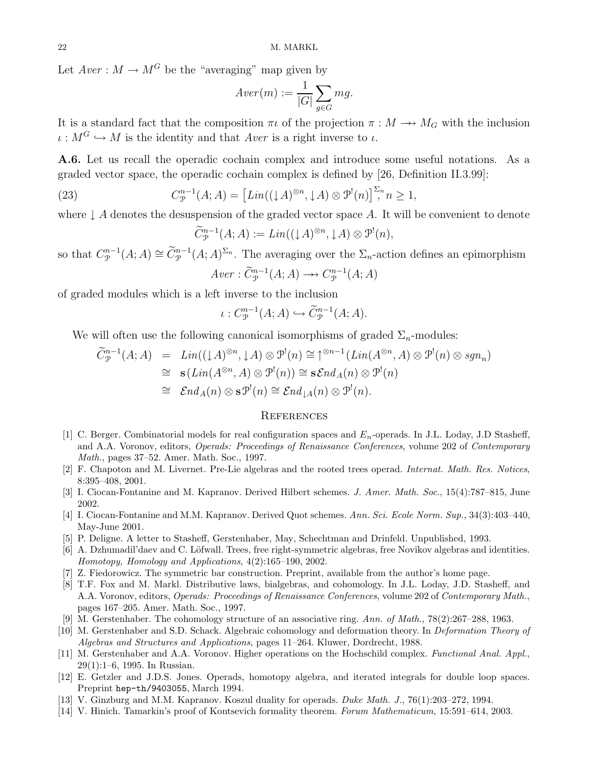Let $Aver : M \to M^G$ be the "averaging" map given by

$$Aver(m) := \frac{1}{|G|} \sum_{g \in G} mg.$$

It is a standard fact that the composition $\pi\iota$ of the projection $\pi : M \twoheadrightarrow M_G$ with the inclusion $\iota : M^G \hookrightarrow M$ is the identity and that $Aver$ is a right inverse to $\iota$.

**A.6.** Let us recall the operadic cochain complex and introduce some useful notations. As a graded vector space, the operadic cochain complex is defined by [26, Definition II.3.99]:

$$C^{n-1}_{\mathcal{P}}(A; A) = \left[Lin((\downarrow A)^{\otimes n}, \downarrow A) \otimes \mathcal{P}^!(n)\right]^{\Sigma_n}, n \geq 1, \tag{23}$$

where $\downarrow A$ denotes the desuspension of the graded vector space $A$. It will be convenient to denote

$$\widetilde{C}^{n-1}_{\mathcal{P}}(A; A) := Lin((\downarrow A)^{\otimes n}, \downarrow A) \otimes \mathcal{P}^!(n),$$

so that $C^{n-1}_{\mathcal{P}}(A; A) \cong \widetilde{C}^{n-1}_{\mathcal{P}}(A; A)^{\Sigma_n}$. The averaging over the $\Sigma_n$-action defines an epimorphism

$$Aver : \widetilde{C}^{n-1}_{\mathcal{P}}(A; A) \twoheadrightarrow C^{n-1}_{\mathcal{P}}(A; A)$$

of graded modules which is a left inverse to the inclusion

$$\iota : C^{n-1}_{\mathcal{P}}(A; A) \hookrightarrow \widetilde{C}^{n-1}_{\mathcal{P}}(A; A).$$

We will often use the following canonical isomorphisms of graded $\Sigma_n$-modules:

$$\begin{aligned}
\widetilde{C}^{n-1}_{\mathcal{P}}(A; A) &= Lin((\downarrow A)^{\otimes n}, \downarrow A) \otimes \mathcal{P}^!(n) \cong \uparrow^{\otimes n-1} (Lin(A^{\otimes n}, A) \otimes \mathcal{P}^!(n) \otimes sgn_n) \\
&\cong \mathbf{s}(Lin(A^{\otimes n}, A) \otimes \mathcal{P}^!(n)) \cong \mathbf{s}\mathcal{E}nd_A(n) \otimes \mathcal{P}^!(n) \\
&\cong \mathcal{E}nd_A(n) \otimes \mathbf{s}\mathcal{P}^!(n) \cong \mathcal{E}nd_{\downarrow A}(n) \otimes \mathcal{P}^!(n).
\end{aligned}$$

## References

[1] C. Berger. Combinatorial models for real configuration spaces and $E_n$-operads. In J.L. Loday, J.D Stasheff, and A.A. Voronov, editors, *Operads: Proceedings of Renaissance Conferences*, volume 202 of *Contemporary Math.*, pages 37–52. Amer. Math. Soc., 1997.

[2] F. Chapoton and M. Livernet. Pre-Lie algebras and the rooted trees operad. *Internat. Math. Res. Notices*, 8:395–408, 2001.

[3] I. Ciocan-Fontanine and M. Kapranov. Derived Hilbert schemes. *J. Amer. Math. Soc.*, 15(4):787–815, June 2002.

[4] I. Ciocan-Fontanine and M.M. Kapranov. Derived Quot schemes. *Ann. Sci. Ecole Norm. Sup.*, 34(3):403–440, May-June 2001.

[5] P. Deligne. A letter to Stasheff, Gerstenhaber, May, Schechtman and Drinfeld. Unpublished, 1993.

[6] A. Dzhumadil'daev and C. Löfwall. Trees, free right-symmetric algebras, free Novikov algebras and identities. *Homotopy, Homology and Applications*, 4(2):165–190, 2002.

[7] Z. Fiedorowicz. The symmetric bar construction. Preprint, available from the author's home page.

[8] T.F. Fox and M. Markl. Distributive laws, bialgebras, and cohomology. In J.L. Loday, J.D. Stasheff, and A.A. Voronov, editors, *Operads: Proceedings of Renaissance Conferences*, volume 202 of *Contemporary Math.*, pages 167–205. Amer. Math. Soc., 1997.

[9] M. Gerstenhaber. The cohomology structure of an associative ring. *Ann. of Math.*, 78(2):267–288, 1963.

[10] M. Gerstenhaber and S.D. Schack. Algebraic cohomology and deformation theory. In *Deformation Theory of Algebras and Structures and Applications*, pages 11–264. Kluwer, Dordrecht, 1988.

[11] M. Gerstenhaber and A.A. Voronov. Higher operations on the Hochschild complex. *Functional Anal. Appl.*, 29(1):1–6, 1995. In Russian.

[12] E. Getzler and J.D.S. Jones. Operads, homotopy algebra, and iterated integrals for double loop spaces. Preprint `hep-th/9403055`, March 1994.

[13] V. Ginzburg and M.M. Kapranov. Koszul duality for operads. *Duke Math. J.*, 76(1):203–272, 1994.

[14] V. Hinich. Tamarkin's proof of Kontsevich formality theorem. *Forum Mathematicum*, 15:591–614, 2003.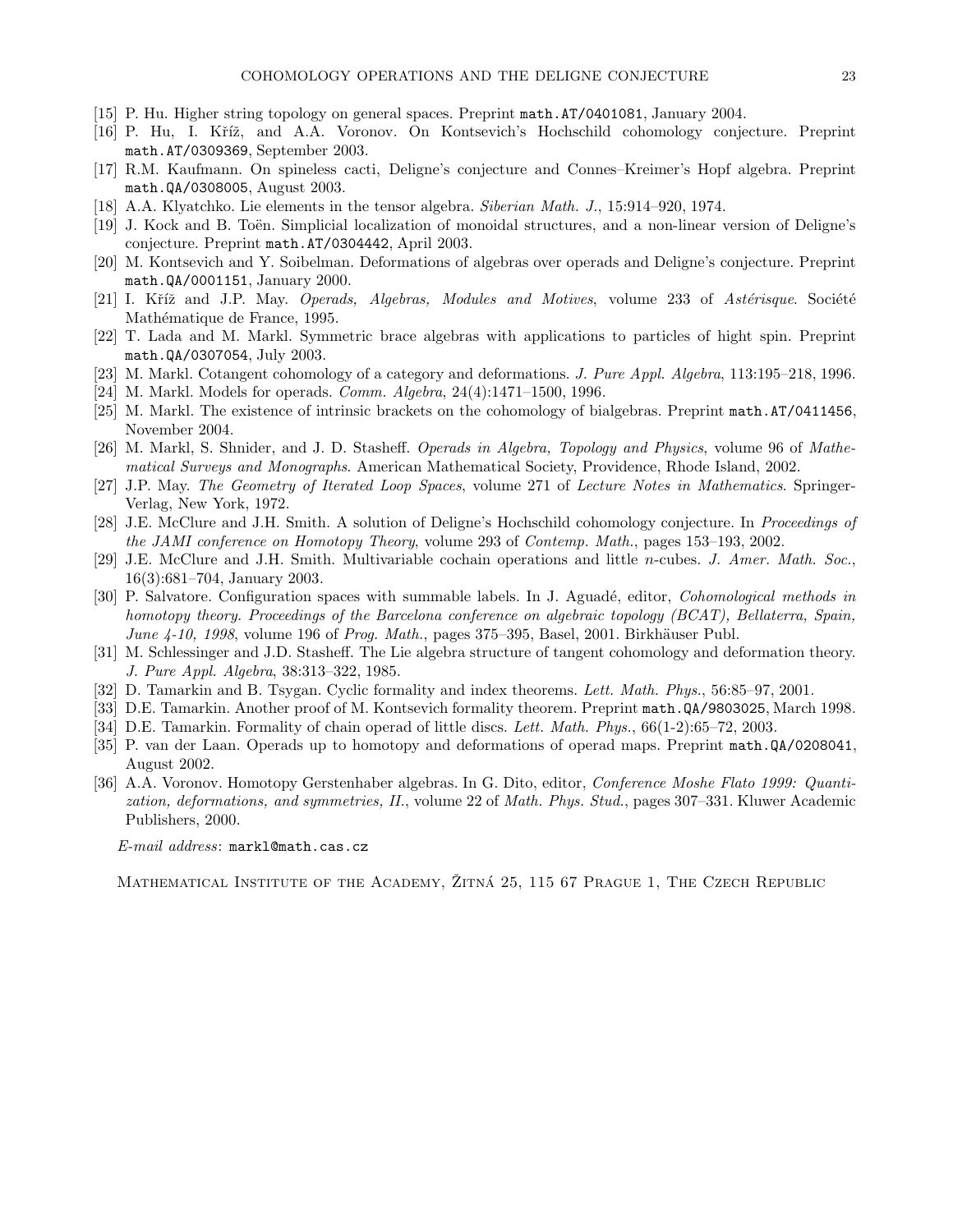[15] P. Hu. Higher string topology on general spaces. Preprint `math.AT/0401081`, January 2004.

[16] P. Hu, I. Kříž, and A.A. Voronov. On Kontsevich's Hochschild cohomology conjecture. Preprint `math.AT/0309369`, September 2003.

[17] R.M. Kaufmann. On spineless cacti, Deligne's conjecture and Connes–Kreimer's Hopf algebra. Preprint `math.QA/0308005`, August 2003.

[18] A.A. Klyatchko. Lie elements in the tensor algebra. *Siberian Math. J.*, 15:914–920, 1974.

[19] J. Kock and B. Toën. Simplicial localization of monoidal structures, and a non-linear version of Deligne's conjecture. Preprint `math.AT/0304442`, April 2003.

[20] M. Kontsevich and Y. Soibelman. Deformations of algebras over operads and Deligne's conjecture. Preprint `math.QA/0001151`, January 2000.

[21] I. Kříž and J.P. May. *Operads, Algebras, Modules and Motives*, volume 233 of *Astérisque*. Société Mathématique de France, 1995.

[22] T. Lada and M. Markl. Symmetric brace algebras with applications to particles of hight spin. Preprint `math.QA/0307054`, July 2003.

[23] M. Markl. Cotangent cohomology of a category and deformations. *J. Pure Appl. Algebra*, 113:195–218, 1996.

[24] M. Markl. Models for operads. *Comm. Algebra*, 24(4):1471–1500, 1996.

[25] M. Markl. The existence of intrinsic brackets on the cohomology of bialgebras. Preprint `math.AT/0411456`, November 2004.

[26] M. Markl, S. Shnider, and J. D. Stasheff. *Operads in Algebra, Topology and Physics*, volume 96 of *Mathematical Surveys and Monographs*. American Mathematical Society, Providence, Rhode Island, 2002.

[27] J.P. May. *The Geometry of Iterated Loop Spaces*, volume 271 of *Lecture Notes in Mathematics*. Springer-Verlag, New York, 1972.

[28] J.E. McClure and J.H. Smith. A solution of Deligne's Hochschild cohomology conjecture. In *Proceedings of the JAMI conference on Homotopy Theory*, volume 293 of *Contemp. Math.*, pages 153–193, 2002.

[29] J.E. McClure and J.H. Smith. Multivariable cochain operations and little $n$-cubes. *J. Amer. Math. Soc.*, 16(3):681–704, January 2003.

[30] P. Salvatore. Configuration spaces with summable labels. In J. Aguadé, editor, *Cohomological methods in homotopy theory. Proceedings of the Barcelona conference on algebraic topology (BCAT), Bellaterra, Spain, June 4-10, 1998*, volume 196 of *Prog. Math.*, pages 375–395, Basel, 2001. Birkhäuser Publ.

[31] M. Schlessinger and J.D. Stasheff. The Lie algebra structure of tangent cohomology and deformation theory. *J. Pure Appl. Algebra*, 38:313–322, 1985.

[32] D. Tamarkin and B. Tsygan. Cyclic formality and index theorems. *Lett. Math. Phys.*, 56:85–97, 2001.

[33] D.E. Tamarkin. Another proof of M. Kontsevich formality theorem. Preprint `math.QA/9803025`, March 1998.

[34] D.E. Tamarkin. Formality of chain operad of little discs. *Lett. Math. Phys.*, 66(1-2):65–72, 2003.

[35] P. van der Laan. Operads up to homotopy and deformations of operad maps. Preprint `math.QA/0208041`, August 2002.

[36] A.A. Voronov. Homotopy Gerstenhaber algebras. In G. Dito, editor, *Conference Moshe Flato 1999: Quantization, deformations, and symmetries, II.*, volume 22 of *Math. Phys. Stud.*, pages 307–331. Kluwer Academic Publishers, 2000.

*E-mail address*: `markl@math.cas.cz`

Mathematical Institute of the Academy, Žitná 25, 115 67 Prague 1, The Czech Republic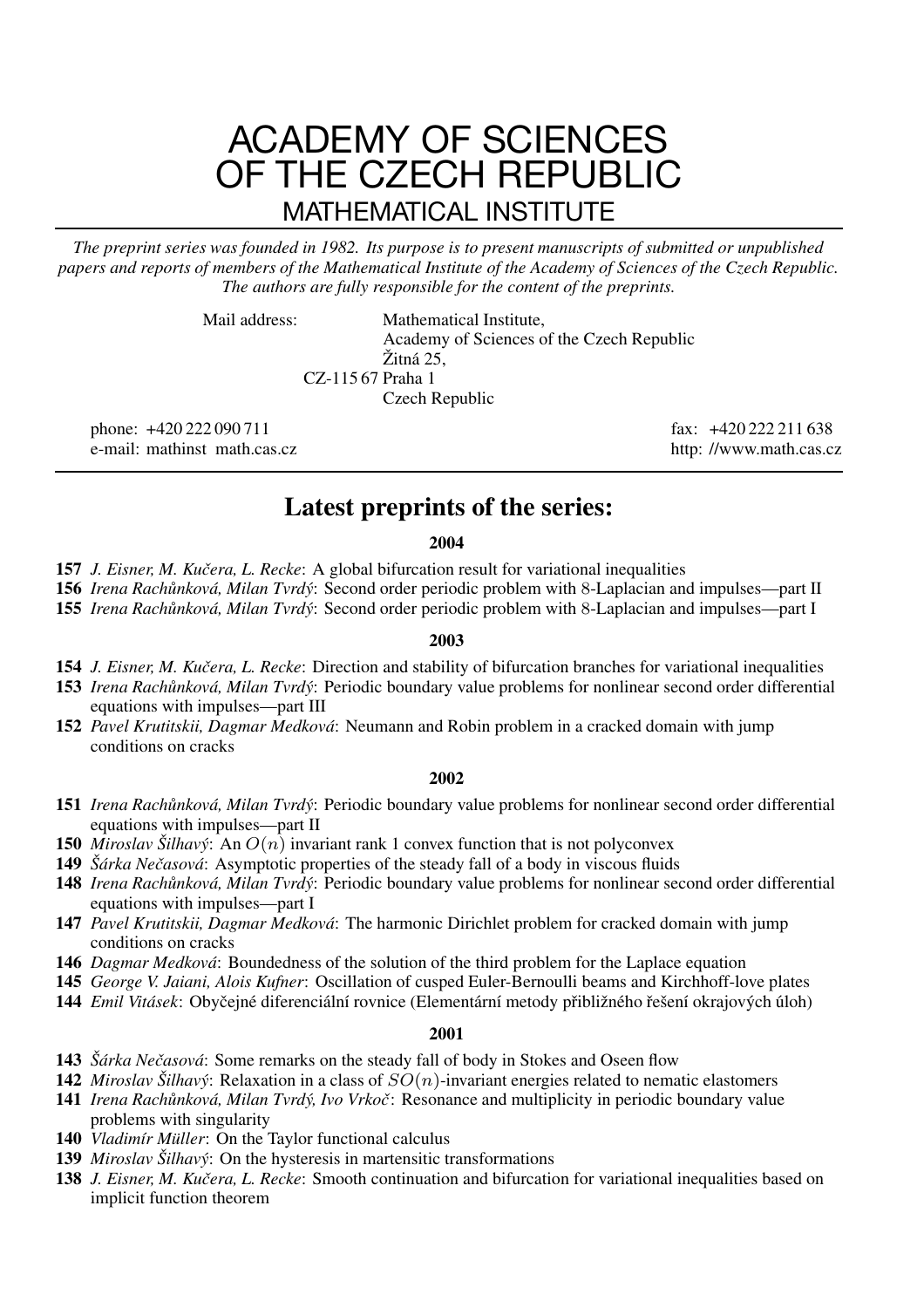# ACADEMY OF SCIENCES OF THE CZECH REPUBLIC

## MATHEMATICAL INSTITUTE

*The preprint series was founded in 1982. Its purpose is to present manuscripts of submitted or unpublished papers and reports of members of the Mathematical Institute of the Academy of Sciences of the Czech Republic. The authors are fully responsible for the content of the preprints.*

Mail address: Mathematical Institute,
Academy of Sciences of the Czech Republic
Žitná 25,
CZ-115 67 Praha 1
Czech Republic

phone: +420 222 090 711
fax: +420 222 211 638
e-mail: mathinst math.cas.cz
http: //www.math.cas.cz

## Latest preprints of the series:

### 2004

**157** *J. Eisner, M. Kučera, L. Recke*: A global bifurcation result for variational inequalities

**156** *Irena Rachůnková, Milan Tvrdý*: Second order periodic problem with $\phi$-Laplacian and impulses—part II

**155** *Irena Rachůnková, Milan Tvrdý*: Second order periodic problem with $\phi$-Laplacian and impulses—part I

### 2003

**154** *J. Eisner, M. Kučera, L. Recke*: Direction and stability of bifurcation branches for variational inequalities

**153** *Irena Rachůnková, Milan Tvrdý*: Periodic boundary value problems for nonlinear second order differential equations with impulses—part III

**152** *Pavel Krutitskii, Dagmar Medková*: Neumann and Robin problem in a cracked domain with jump conditions on cracks

### 2002

**151** *Irena Rachůnková, Milan Tvrdý*: Periodic boundary value problems for nonlinear second order differential equations with impulses—part II

**150** *Miroslav Šilhavý*: An $O(n)$ invariant rank 1 convex function that is not polyconvex

**149** *Šárka Nečasová*: Asymptotic properties of the steady fall of a body in viscous fluids

**148** *Irena Rachůnková, Milan Tvrdý*: Periodic boundary value problems for nonlinear second order differential equations with impulses—part I

**147** *Pavel Krutitskii, Dagmar Medková*: The harmonic Dirichlet problem for cracked domain with jump conditions on cracks

**146** *Dagmar Medková*: Boundedness of the solution of the third problem for the Laplace equation

**145** *George V. Jaiani, Alois Kufner*: Oscillation of cusped Euler-Bernoulli beams and Kirchhoff-love plates

**144** *Emil Vitásek*: Obyčejné diferenciální rovnice (Elementární metody přibližného řešení okrajových úloh)

### 2001

**143** *Šárka Nečasová*: Some remarks on the steady fall of body in Stokes and Oseen flow

**142** *Miroslav Šilhavý*: Relaxation in a class of $SO(n)$-invariant energies related to nematic elastomers

**141** *Irena Rachůnková, Milan Tvrdý, Ivo Vrkoč*: Resonance and multiplicity in periodic boundary value problems with singularity

**140** *Vladimír Müller*: On the Taylor functional calculus

**139** *Miroslav Šilhavý*: On the hysteresis in martensitic transformations

**138** *J. Eisner, M. Kučera, L. Recke*: Smooth continuation and bifurcation for variational inequalities based on implicit function theorem